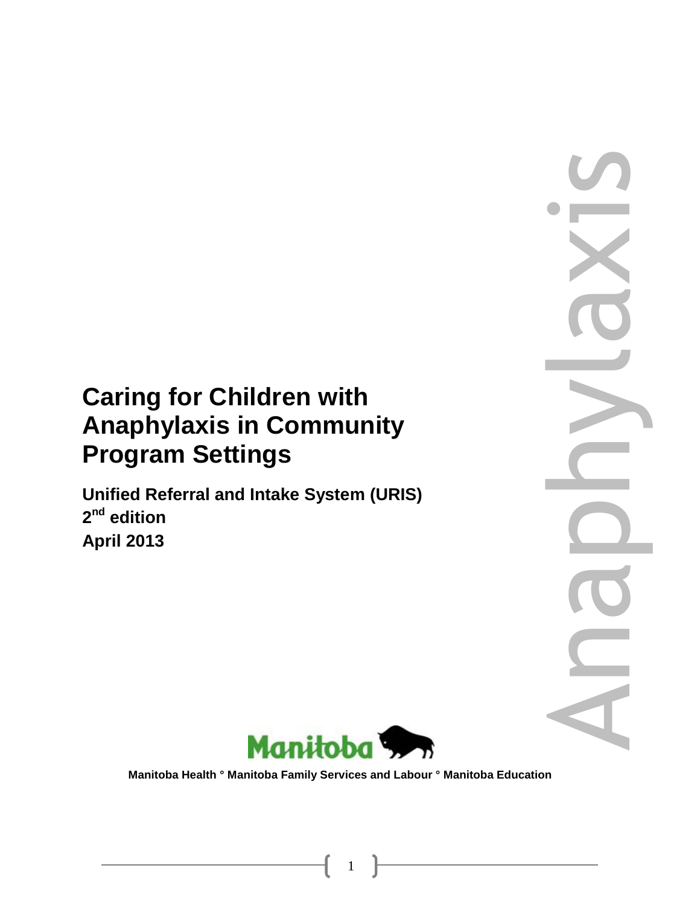# Caring for Children with Anaphylaxis in Community Program Settings

**Unified Referral and Intake System (URIS)**
**2nd edition**
**April 2013**

Anaphylaxis

Manitoba

**Manitoba Health ° Manitoba Family Services and Labour ° Manitoba Education**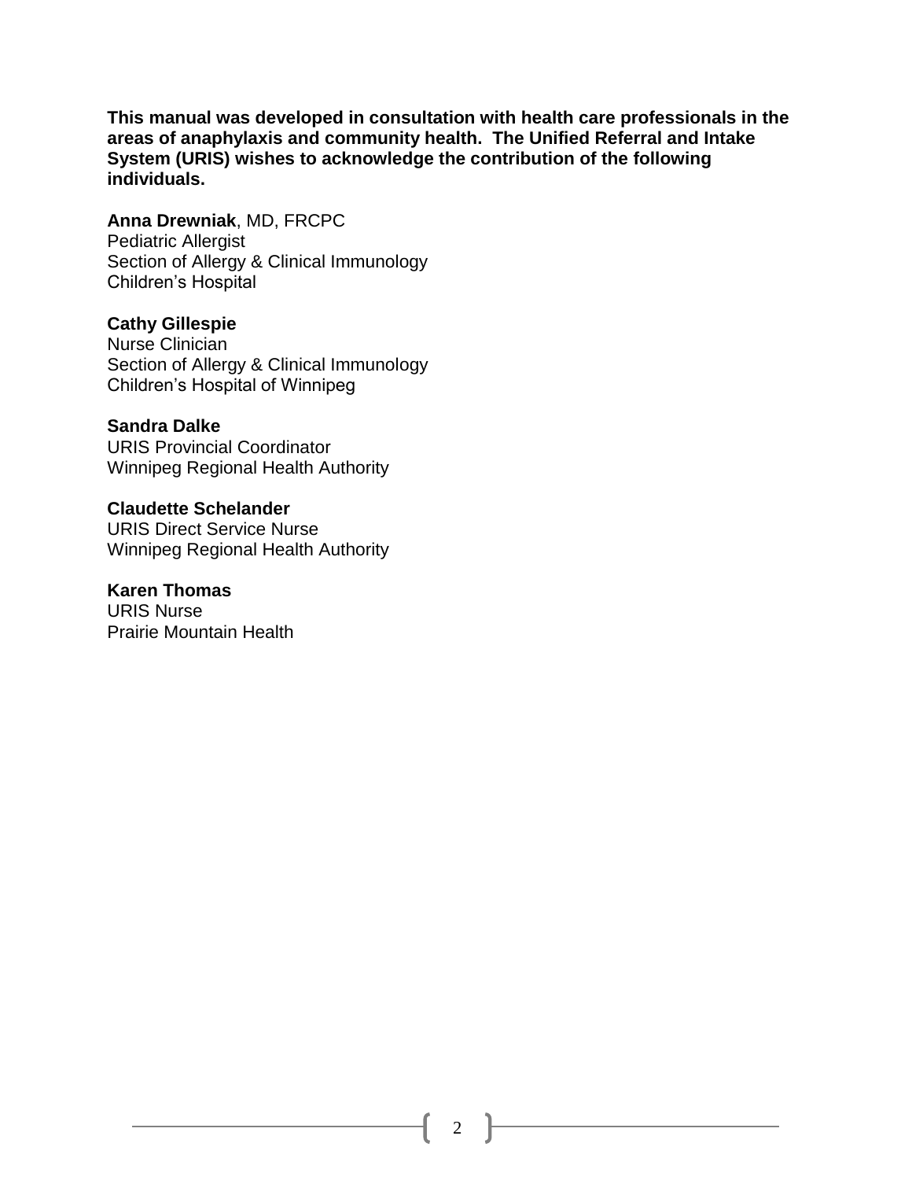**This manual was developed in consultation with health care professionals in the areas of anaphylaxis and community health. The Unified Referral and Intake System (URIS) wishes to acknowledge the contribution of the following individuals.**

**Anna Drewniak**, MD, FRCPC
Pediatric Allergist
Section of Allergy & Clinical Immunology
Children's Hospital

**Cathy Gillespie**
Nurse Clinician
Section of Allergy & Clinical Immunology
Children's Hospital of Winnipeg

**Sandra Dalke**
URIS Provincial Coordinator
Winnipeg Regional Health Authority

**Claudette Schelander**
URIS Direct Service Nurse
Winnipeg Regional Health Authority

**Karen Thomas**
URIS Nurse
Prairie Mountain Health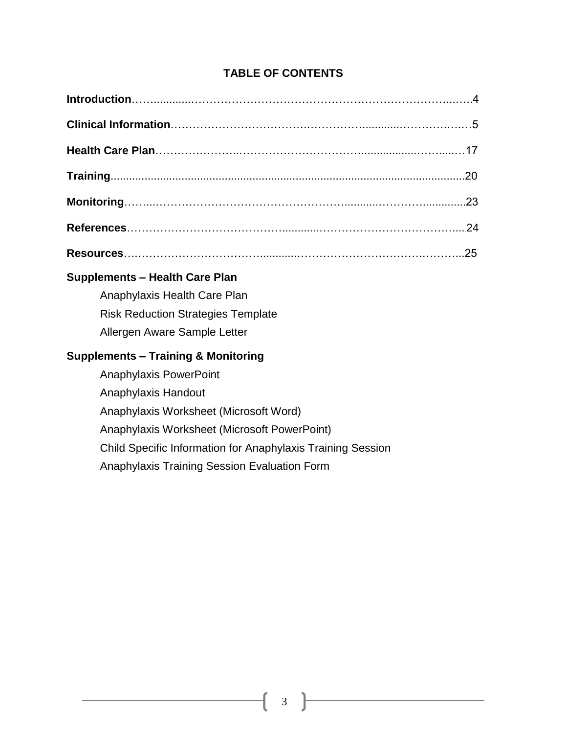## TABLE OF CONTENTS

**Introduction**……............……………………………………………………………...…..4

**Clinical Information**……………………………….………………............…………….……5

**Health Care Plan**…………………..…………………………….................……....…17

**Training**......................................................................................................................20

**Monitoring**……...………………………………………………..........…………..............23

**References**……………………………………............…………………………………....24

**Resources**….………………………………...........……………………………….………..25

**Supplements – Health Care Plan**

- Anaphylaxis Health Care Plan
- Risk Reduction Strategies Template
- Allergen Aware Sample Letter

**Supplements – Training & Monitoring**

- Anaphylaxis PowerPoint
- Anaphylaxis Handout
- Anaphylaxis Worksheet (Microsoft Word)
- Anaphylaxis Worksheet (Microsoft PowerPoint)
- Child Specific Information for Anaphylaxis Training Session
- Anaphylaxis Training Session Evaluation Form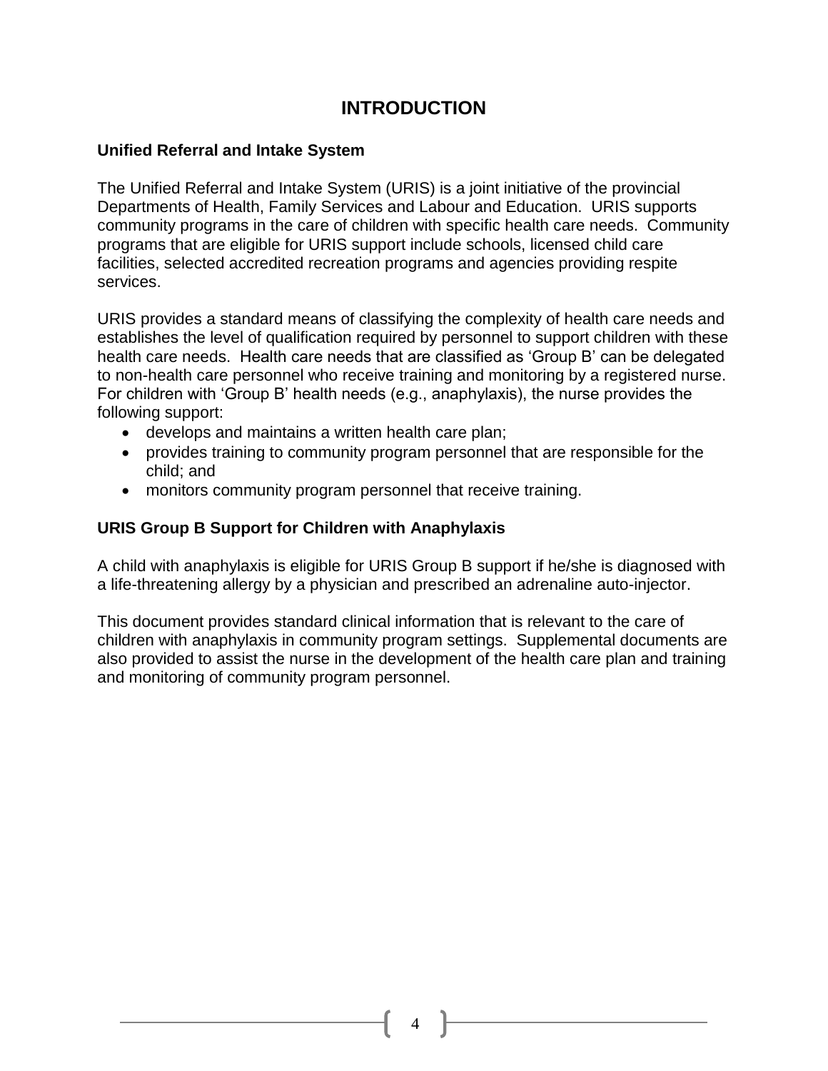# INTRODUCTION

### Unified Referral and Intake System

The Unified Referral and Intake System (URIS) is a joint initiative of the provincial Departments of Health, Family Services and Labour and Education. URIS supports community programs in the care of children with specific health care needs. Community programs that are eligible for URIS support include schools, licensed child care facilities, selected accredited recreation programs and agencies providing respite services.

URIS provides a standard means of classifying the complexity of health care needs and establishes the level of qualification required by personnel to support children with these health care needs. Health care needs that are classified as 'Group B' can be delegated to non-health care personnel who receive training and monitoring by a registered nurse. For children with 'Group B' health needs (e.g., anaphylaxis), the nurse provides the following support:

- develops and maintains a written health care plan;
- provides training to community program personnel that are responsible for the child; and
- monitors community program personnel that receive training.

### URIS Group B Support for Children with Anaphylaxis

A child with anaphylaxis is eligible for URIS Group B support if he/she is diagnosed with a life-threatening allergy by a physician and prescribed an adrenaline auto-injector.

This document provides standard clinical information that is relevant to the care of children with anaphylaxis in community program settings. Supplemental documents are also provided to assist the nurse in the development of the health care plan and training and monitoring of community program personnel.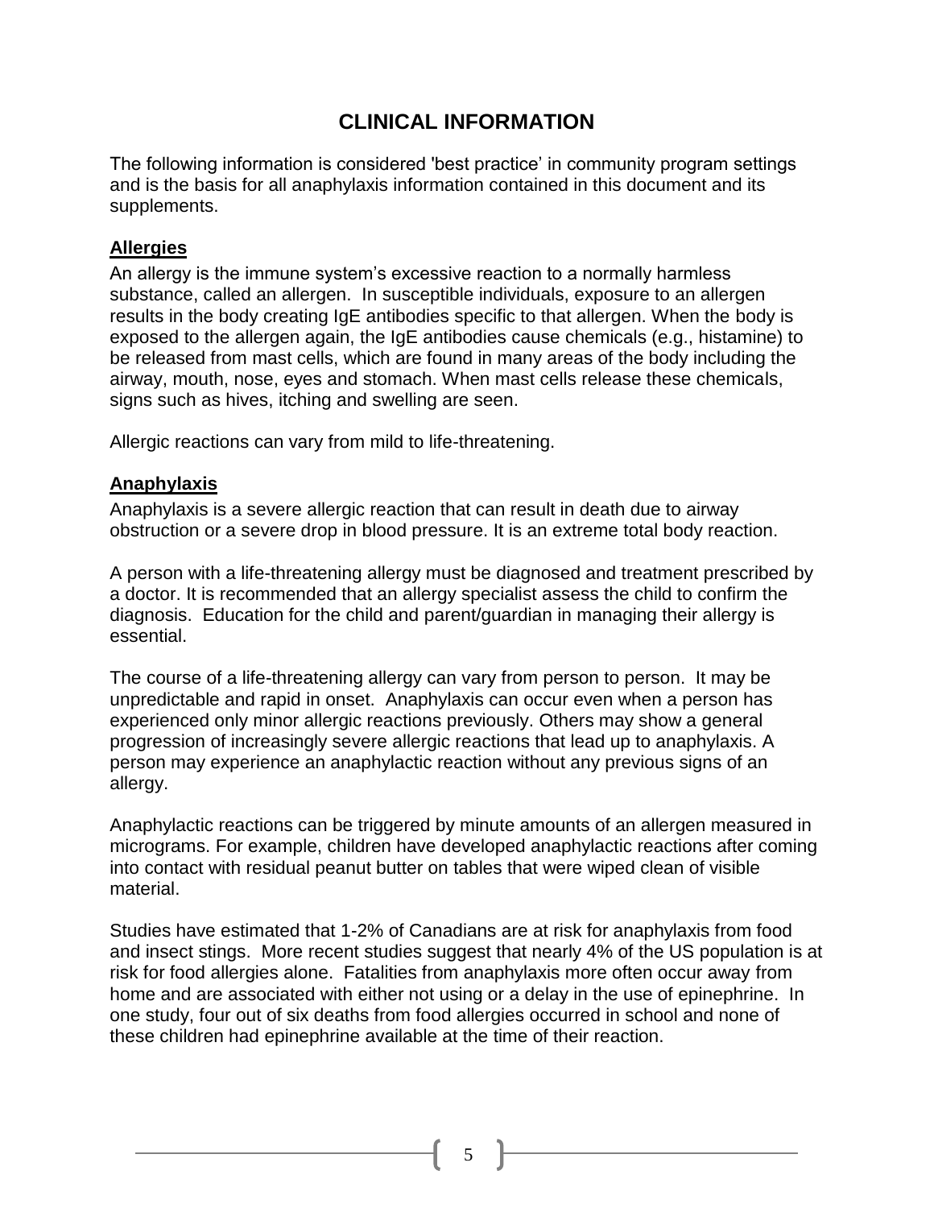# CLINICAL INFORMATION

The following information is considered 'best practice' in community program settings and is the basis for all anaphylaxis information contained in this document and its supplements.

## Allergies

An allergy is the immune system's excessive reaction to a normally harmless substance, called an allergen. In susceptible individuals, exposure to an allergen results in the body creating IgE antibodies specific to that allergen. When the body is exposed to the allergen again, the IgE antibodies cause chemicals (e.g., histamine) to be released from mast cells, which are found in many areas of the body including the airway, mouth, nose, eyes and stomach. When mast cells release these chemicals, signs such as hives, itching and swelling are seen.

Allergic reactions can vary from mild to life-threatening.

## Anaphylaxis

Anaphylaxis is a severe allergic reaction that can result in death due to airway obstruction or a severe drop in blood pressure. It is an extreme total body reaction.

A person with a life-threatening allergy must be diagnosed and treatment prescribed by a doctor. It is recommended that an allergy specialist assess the child to confirm the diagnosis. Education for the child and parent/guardian in managing their allergy is essential.

The course of a life-threatening allergy can vary from person to person. It may be unpredictable and rapid in onset. Anaphylaxis can occur even when a person has experienced only minor allergic reactions previously. Others may show a general progression of increasingly severe allergic reactions that lead up to anaphylaxis. A person may experience an anaphylactic reaction without any previous signs of an allergy.

Anaphylactic reactions can be triggered by minute amounts of an allergen measured in micrograms. For example, children have developed anaphylactic reactions after coming into contact with residual peanut butter on tables that were wiped clean of visible material.

Studies have estimated that 1-2% of Canadians are at risk for anaphylaxis from food and insect stings. More recent studies suggest that nearly 4% of the US population is at risk for food allergies alone. Fatalities from anaphylaxis more often occur away from home and are associated with either not using or a delay in the use of epinephrine. In one study, four out of six deaths from food allergies occurred in school and none of these children had epinephrine available at the time of their reaction.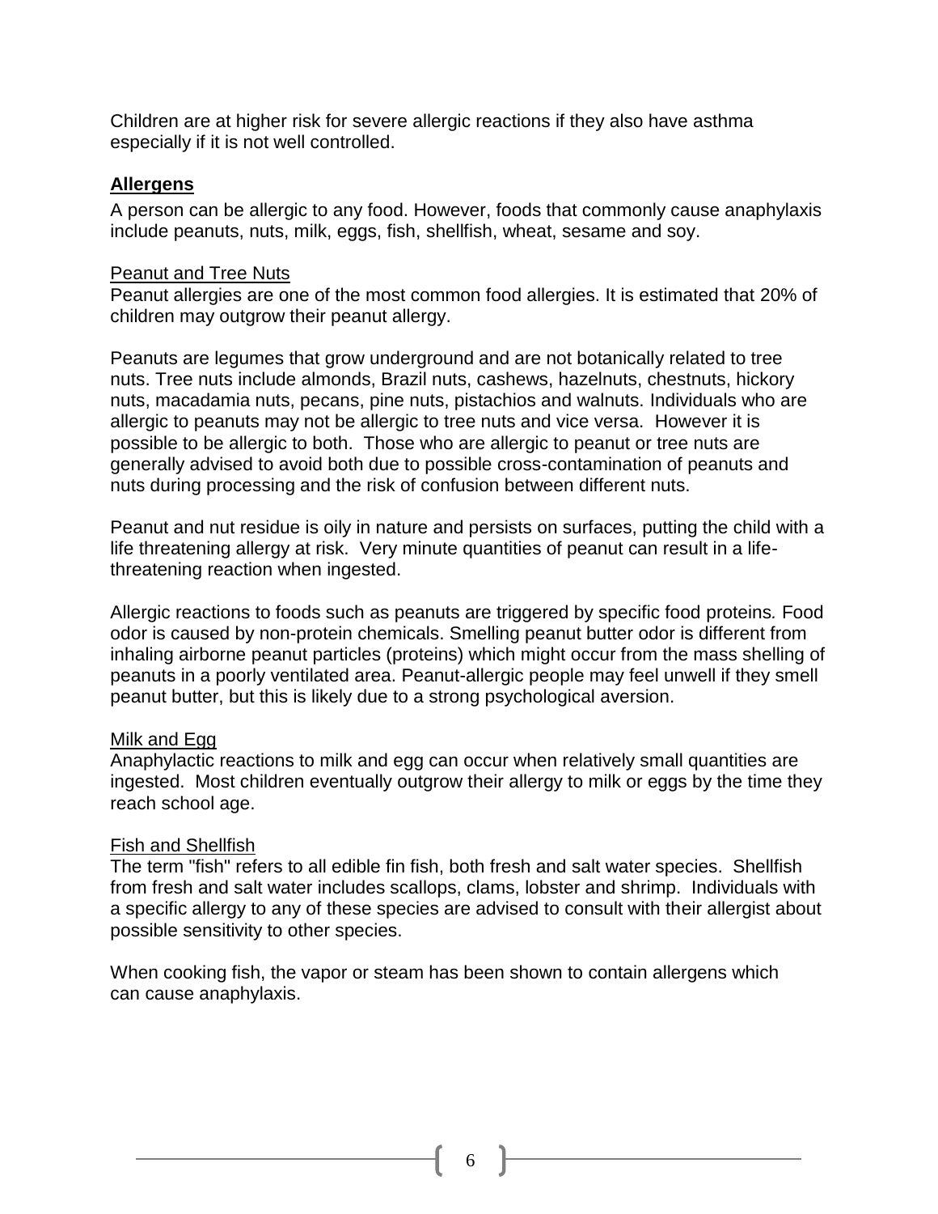Children are at higher risk for severe allergic reactions if they also have asthma especially if it is not well controlled.

## Allergens

A person can be allergic to any food. However, foods that commonly cause anaphylaxis include peanuts, nuts, milk, eggs, fish, shellfish, wheat, sesame and soy.

### Peanut and Tree Nuts

Peanut allergies are one of the most common food allergies. It is estimated that 20% of children may outgrow their peanut allergy.

Peanuts are legumes that grow underground and are not botanically related to tree nuts. Tree nuts include almonds, Brazil nuts, cashews, hazelnuts, chestnuts, hickory nuts, macadamia nuts, pecans, pine nuts, pistachios and walnuts. Individuals who are allergic to peanuts may not be allergic to tree nuts and vice versa. However it is possible to be allergic to both. Those who are allergic to peanut or tree nuts are generally advised to avoid both due to possible cross-contamination of peanuts and nuts during processing and the risk of confusion between different nuts.

Peanut and nut residue is oily in nature and persists on surfaces, putting the child with a life threatening allergy at risk. Very minute quantities of peanut can result in a life-threatening reaction when ingested.

Allergic reactions to foods such as peanuts are triggered by specific food proteins. Food odor is caused by non-protein chemicals. Smelling peanut butter odor is different from inhaling airborne peanut particles (proteins) which might occur from the mass shelling of peanuts in a poorly ventilated area. Peanut-allergic people may feel unwell if they smell peanut butter, but this is likely due to a strong psychological aversion.

### Milk and Egg

Anaphylactic reactions to milk and egg can occur when relatively small quantities are ingested. Most children eventually outgrow their allergy to milk or eggs by the time they reach school age.

### Fish and Shellfish

The term "fish" refers to all edible fin fish, both fresh and salt water species. Shellfish from fresh and salt water includes scallops, clams, lobster and shrimp. Individuals with a specific allergy to any of these species are advised to consult with their allergist about possible sensitivity to other species.

When cooking fish, the vapor or steam has been shown to contain allergens which can cause anaphylaxis.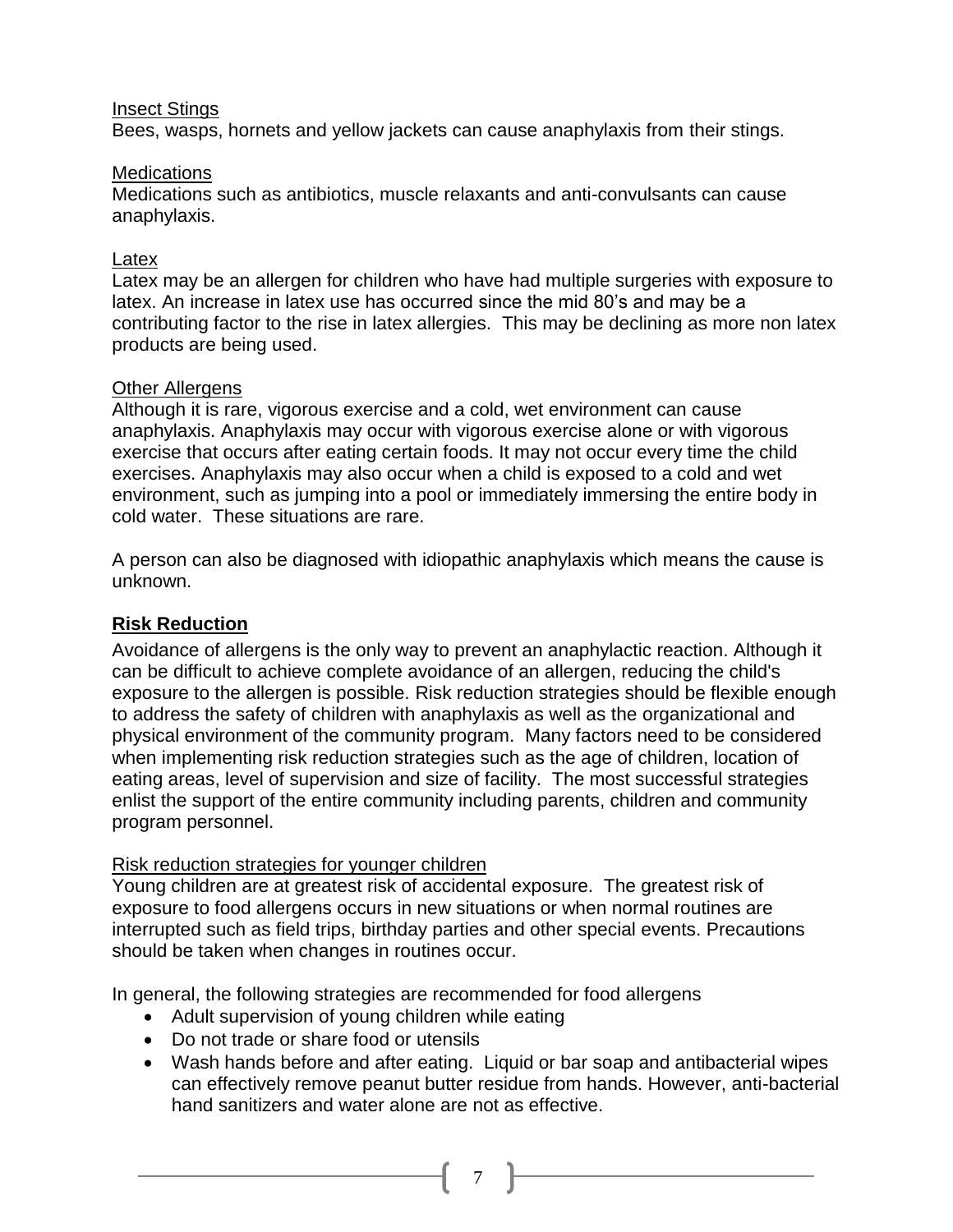Insect Stings

Bees, wasps, hornets and yellow jackets can cause anaphylaxis from their stings.

Medications

Medications such as antibiotics, muscle relaxants and anti-convulsants can cause anaphylaxis.

Latex

Latex may be an allergen for children who have had multiple surgeries with exposure to latex. An increase in latex use has occurred since the mid 80's and may be a contributing factor to the rise in latex allergies. This may be declining as more non latex products are being used.

Other Allergens

Although it is rare, vigorous exercise and a cold, wet environment can cause anaphylaxis. Anaphylaxis may occur with vigorous exercise alone or with vigorous exercise that occurs after eating certain foods. It may not occur every time the child exercises. Anaphylaxis may also occur when a child is exposed to a cold and wet environment, such as jumping into a pool or immediately immersing the entire body in cold water. These situations are rare.

A person can also be diagnosed with idiopathic anaphylaxis which means the cause is unknown.

## Risk Reduction

Avoidance of allergens is the only way to prevent an anaphylactic reaction. Although it can be difficult to achieve complete avoidance of an allergen, reducing the child's exposure to the allergen is possible. Risk reduction strategies should be flexible enough to address the safety of children with anaphylaxis as well as the organizational and physical environment of the community program. Many factors need to be considered when implementing risk reduction strategies such as the age of children, location of eating areas, level of supervision and size of facility. The most successful strategies enlist the support of the entire community including parents, children and community program personnel.

Risk reduction strategies for younger children

Young children are at greatest risk of accidental exposure. The greatest risk of exposure to food allergens occurs in new situations or when normal routines are interrupted such as field trips, birthday parties and other special events. Precautions should be taken when changes in routines occur.

In general, the following strategies are recommended for food allergens

- Adult supervision of young children while eating
- Do not trade or share food or utensils
- Wash hands before and after eating. Liquid or bar soap and antibacterial wipes can effectively remove peanut butter residue from hands. However, anti-bacterial hand sanitizers and water alone are not as effective.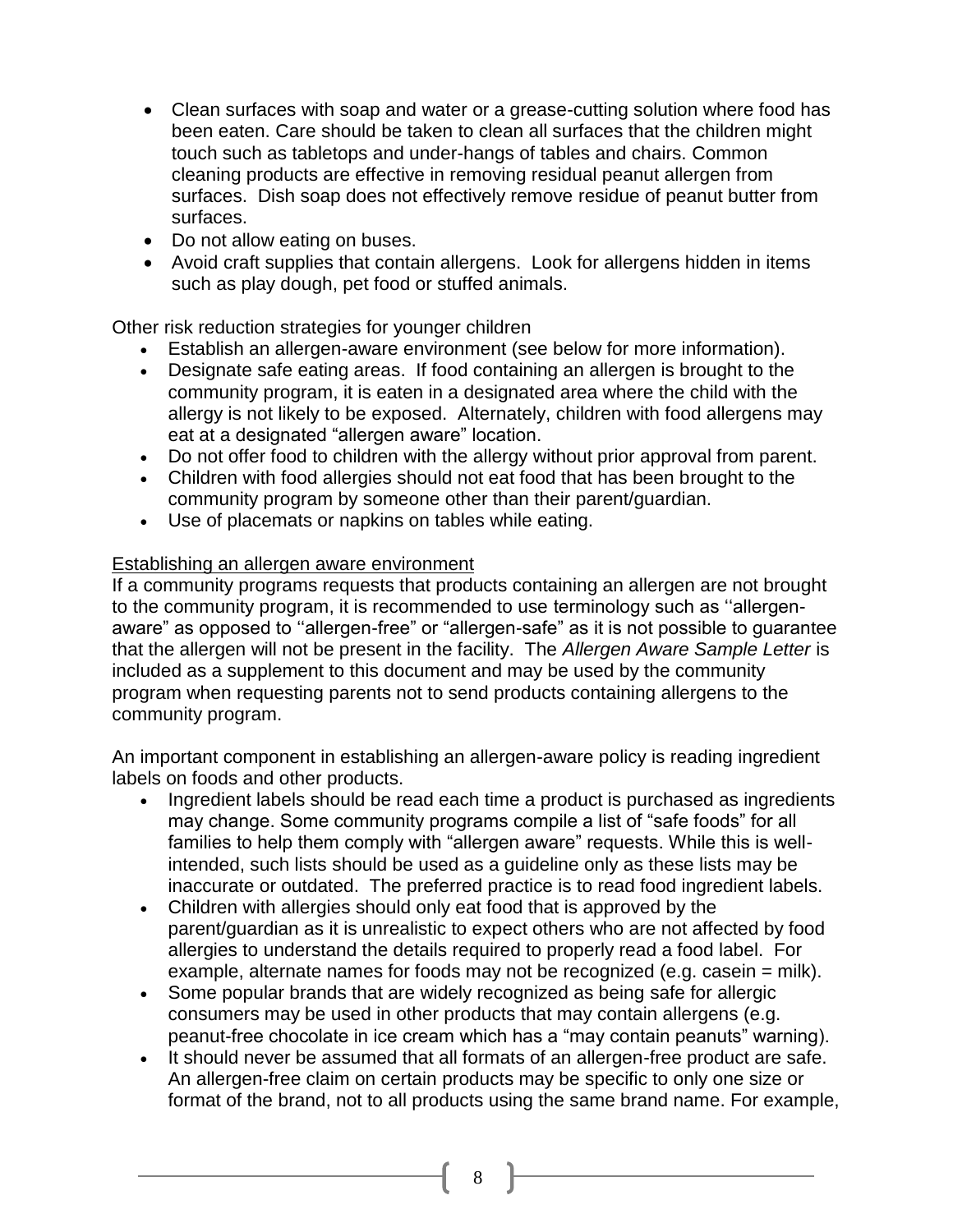- Clean surfaces with soap and water or a grease-cutting solution where food has been eaten. Care should be taken to clean all surfaces that the children might touch such as tabletops and under-hangs of tables and chairs. Common cleaning products are effective in removing residual peanut allergen from surfaces. Dish soap does not effectively remove residue of peanut butter from surfaces.
- Do not allow eating on buses.
- Avoid craft supplies that contain allergens. Look for allergens hidden in items such as play dough, pet food or stuffed animals.

Other risk reduction strategies for younger children

- Establish an allergen-aware environment (see below for more information).
- Designate safe eating areas. If food containing an allergen is brought to the community program, it is eaten in a designated area where the child with the allergy is not likely to be exposed. Alternately, children with food allergens may eat at a designated "allergen aware" location.
- Do not offer food to children with the allergy without prior approval from parent.
- Children with food allergies should not eat food that has been brought to the community program by someone other than their parent/guardian.
- Use of placemats or napkins on tables while eating.

<u>Establishing an allergen aware environment</u>

If a community programs requests that products containing an allergen are not brought to the community program, it is recommended to use terminology such as ''allergen-aware" as opposed to ''allergen-free" or "allergen-safe" as it is not possible to guarantee that the allergen will not be present in the facility. The *Allergen Aware Sample Letter* is included as a supplement to this document and may be used by the community program when requesting parents not to send products containing allergens to the community program.

An important component in establishing an allergen-aware policy is reading ingredient labels on foods and other products.

- Ingredient labels should be read each time a product is purchased as ingredients may change. Some community programs compile a list of "safe foods" for all families to help them comply with "allergen aware" requests. While this is well-intended, such lists should be used as a guideline only as these lists may be inaccurate or outdated. The preferred practice is to read food ingredient labels.
- Children with allergies should only eat food that is approved by the parent/guardian as it is unrealistic to expect others who are not affected by food allergies to understand the details required to properly read a food label. For example, alternate names for foods may not be recognized (e.g. casein = milk).
- Some popular brands that are widely recognized as being safe for allergic consumers may be used in other products that may contain allergens (e.g. peanut-free chocolate in ice cream which has a "may contain peanuts" warning).
- It should never be assumed that all formats of an allergen-free product are safe. An allergen-free claim on certain products may be specific to only one size or format of the brand, not to all products using the same brand name. For example,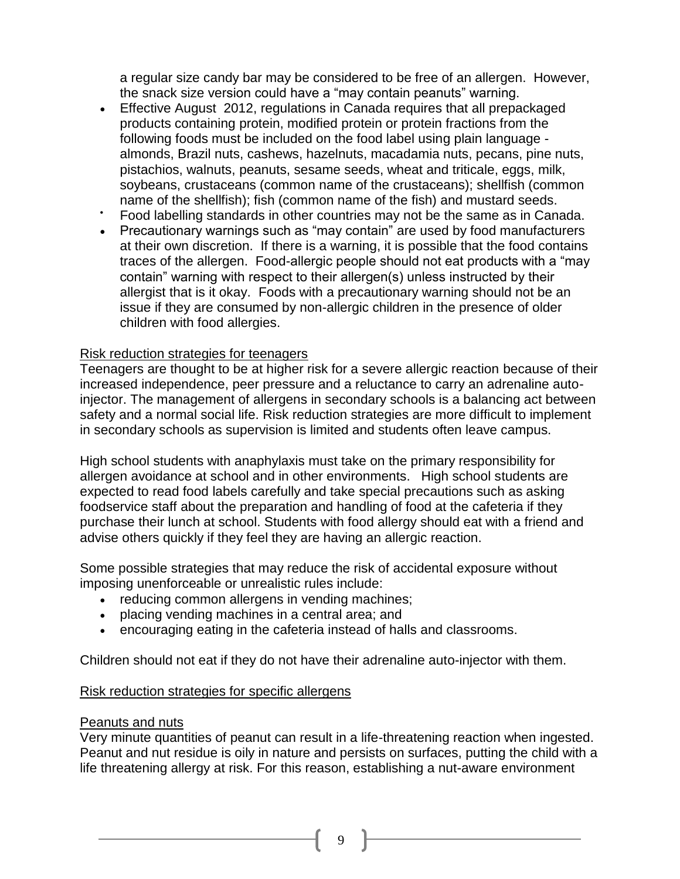a regular size candy bar may be considered to be free of an allergen. However, the snack size version could have a "may contain peanuts" warning.

- Effective August 2012, regulations in Canada requires that all prepackaged products containing protein, modified protein or protein fractions from the following foods must be included on the food label using plain language - almonds, Brazil nuts, cashews, hazelnuts, macadamia nuts, pecans, pine nuts, pistachios, walnuts, peanuts, sesame seeds, wheat and triticale, eggs, milk, soybeans, crustaceans (common name of the crustaceans); shellfish (common name of the shellfish); fish (common name of the fish) and mustard seeds.
- Food labelling standards in other countries may not be the same as in Canada.
- Precautionary warnings such as "may contain" are used by food manufacturers at their own discretion. If there is a warning, it is possible that the food contains traces of the allergen. Food-allergic people should not eat products with a "may contain" warning with respect to their allergen(s) unless instructed by their allergist that is it okay. Foods with a precautionary warning should not be an issue if they are consumed by non-allergic children in the presence of older children with food allergies.

Risk reduction strategies for teenagers

Teenagers are thought to be at higher risk for a severe allergic reaction because of their increased independence, peer pressure and a reluctance to carry an adrenaline auto-injector. The management of allergens in secondary schools is a balancing act between safety and a normal social life. Risk reduction strategies are more difficult to implement in secondary schools as supervision is limited and students often leave campus.

High school students with anaphylaxis must take on the primary responsibility for allergen avoidance at school and in other environments. High school students are expected to read food labels carefully and take special precautions such as asking foodservice staff about the preparation and handling of food at the cafeteria if they purchase their lunch at school. Students with food allergy should eat with a friend and advise others quickly if they feel they are having an allergic reaction.

Some possible strategies that may reduce the risk of accidental exposure without imposing unenforceable or unrealistic rules include:

- reducing common allergens in vending machines;
- placing vending machines in a central area; and
- encouraging eating in the cafeteria instead of halls and classrooms.

Children should not eat if they do not have their adrenaline auto-injector with them.

Risk reduction strategies for specific allergens

Peanuts and nuts

Very minute quantities of peanut can result in a life-threatening reaction when ingested. Peanut and nut residue is oily in nature and persists on surfaces, putting the child with a life threatening allergy at risk. For this reason, establishing a nut-aware environment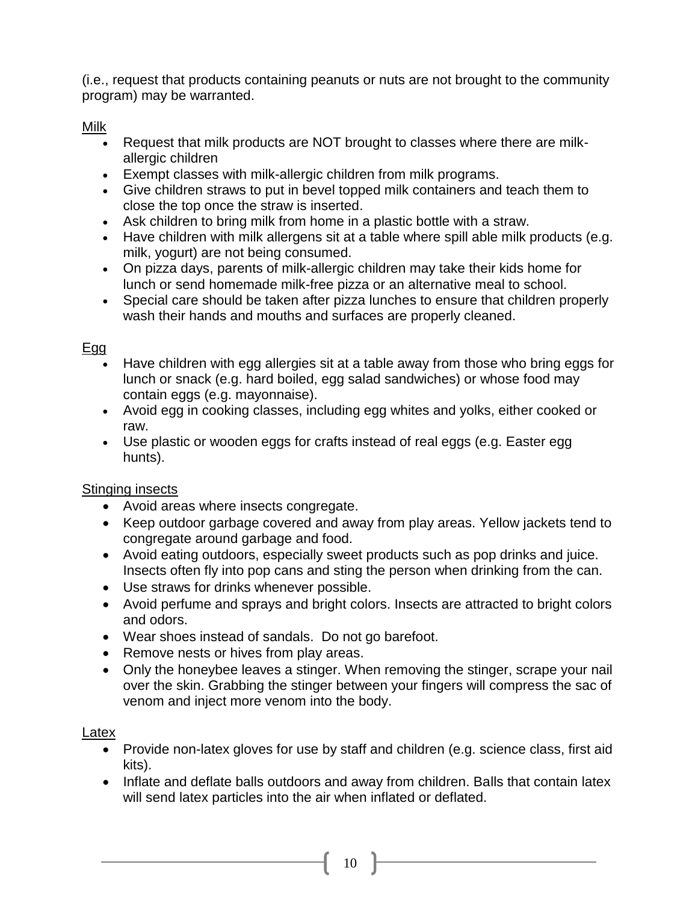(i.e., request that products containing peanuts or nuts are not brought to the community program) may be warranted.

<u>Milk</u>

- Request that milk products are NOT brought to classes where there are milk-allergic children
- Exempt classes with milk-allergic children from milk programs.
- Give children straws to put in bevel topped milk containers and teach them to close the top once the straw is inserted.
- Ask children to bring milk from home in a plastic bottle with a straw.
- Have children with milk allergens sit at a table where spill able milk products (e.g. milk, yogurt) are not being consumed.
- On pizza days, parents of milk-allergic children may take their kids home for lunch or send homemade milk-free pizza or an alternative meal to school.
- Special care should be taken after pizza lunches to ensure that children properly wash their hands and mouths and surfaces are properly cleaned.

<u>Egg</u>

- Have children with egg allergies sit at a table away from those who bring eggs for lunch or snack (e.g. hard boiled, egg salad sandwiches) or whose food may contain eggs (e.g. mayonnaise).
- Avoid egg in cooking classes, including egg whites and yolks, either cooked or raw.
- Use plastic or wooden eggs for crafts instead of real eggs (e.g. Easter egg hunts).

<u>Stinging insects</u>

- Avoid areas where insects congregate.
- Keep outdoor garbage covered and away from play areas. Yellow jackets tend to congregate around garbage and food.
- Avoid eating outdoors, especially sweet products such as pop drinks and juice. Insects often fly into pop cans and sting the person when drinking from the can.
- Use straws for drinks whenever possible.
- Avoid perfume and sprays and bright colors. Insects are attracted to bright colors and odors.
- Wear shoes instead of sandals. Do not go barefoot.
- Remove nests or hives from play areas.
- Only the honeybee leaves a stinger. When removing the stinger, scrape your nail over the skin. Grabbing the stinger between your fingers will compress the sac of venom and inject more venom into the body.

<u>Latex</u>

- Provide non-latex gloves for use by staff and children (e.g. science class, first aid kits).
- Inflate and deflate balls outdoors and away from children. Balls that contain latex will send latex particles into the air when inflated or deflated.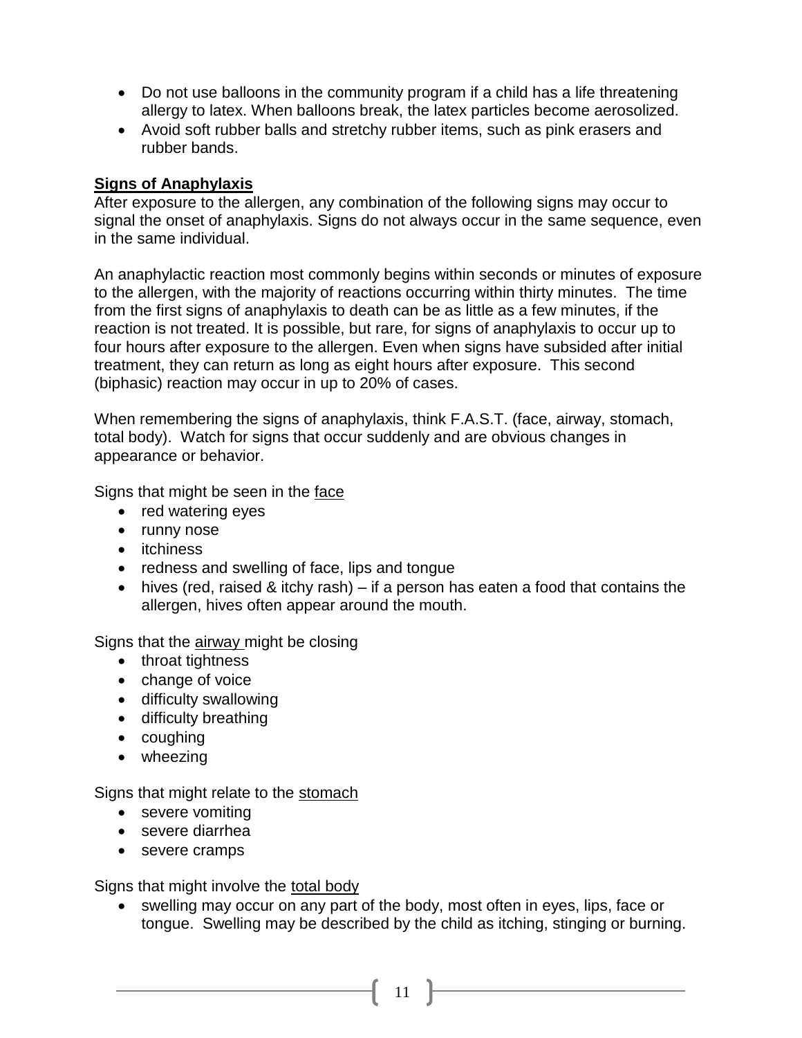- Do not use balloons in the community program if a child has a life threatening allergy to latex. When balloons break, the latex particles become aerosolized.
- Avoid soft rubber balls and stretchy rubber items, such as pink erasers and rubber bands.

## **Signs of Anaphylaxis**

After exposure to the allergen, any combination of the following signs may occur to signal the onset of anaphylaxis. Signs do not always occur in the same sequence, even in the same individual.

An anaphylactic reaction most commonly begins within seconds or minutes of exposure to the allergen, with the majority of reactions occurring within thirty minutes. The time from the first signs of anaphylaxis to death can be as little as a few minutes, if the reaction is not treated. It is possible, but rare, for signs of anaphylaxis to occur up to four hours after exposure to the allergen. Even when signs have subsided after initial treatment, they can return as long as eight hours after exposure. This second (biphasic) reaction may occur in up to 20% of cases.

When remembering the signs of anaphylaxis, think F.A.S.T. (face, airway, stomach, total body). Watch for signs that occur suddenly and are obvious changes in appearance or behavior.

Signs that might be seen in the face

- red watering eyes
- runny nose
- itchiness
- redness and swelling of face, lips and tongue
- hives (red, raised & itchy rash) – if a person has eaten a food that contains the allergen, hives often appear around the mouth.

Signs that the airway might be closing

- throat tightness
- change of voice
- difficulty swallowing
- difficulty breathing
- coughing
- wheezing

Signs that might relate to the stomach

- severe vomiting
- severe diarrhea
- severe cramps

Signs that might involve the total body

- swelling may occur on any part of the body, most often in eyes, lips, face or tongue. Swelling may be described by the child as itching, stinging or burning.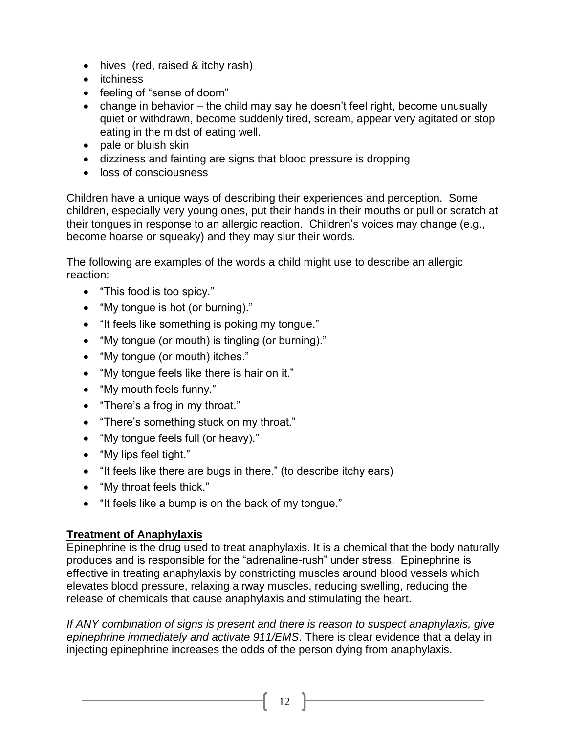- hives (red, raised & itchy rash)
- itchiness
- feeling of "sense of doom"
- change in behavior – the child may say he doesn't feel right, become unusually quiet or withdrawn, become suddenly tired, scream, appear very agitated or stop eating in the midst of eating well.
- pale or bluish skin
- dizziness and fainting are signs that blood pressure is dropping
- loss of consciousness

Children have a unique ways of describing their experiences and perception. Some children, especially very young ones, put their hands in their mouths or pull or scratch at their tongues in response to an allergic reaction. Children's voices may change (e.g., become hoarse or squeaky) and they may slur their words.

The following are examples of the words a child might use to describe an allergic reaction:

- "This food is too spicy."
- "My tongue is hot (or burning)."
- "It feels like something is poking my tongue."
- "My tongue (or mouth) is tingling (or burning)."
- "My tongue (or mouth) itches."
- "My tongue feels like there is hair on it."
- "My mouth feels funny."
- "There's a frog in my throat."
- "There's something stuck on my throat."
- "My tongue feels full (or heavy)."
- "My lips feel tight."
- "It feels like there are bugs in there." (to describe itchy ears)
- "My throat feels thick."
- "It feels like a bump is on the back of my tongue."

**Treatment of Anaphylaxis**

Epinephrine is the drug used to treat anaphylaxis. It is a chemical that the body naturally produces and is responsible for the "adrenaline-rush" under stress. Epinephrine is effective in treating anaphylaxis by constricting muscles around blood vessels which elevates blood pressure, relaxing airway muscles, reducing swelling, reducing the release of chemicals that cause anaphylaxis and stimulating the heart.

*If ANY combination of signs is present and there is reason to suspect anaphylaxis, give epinephrine immediately and activate 911/EMS*. There is clear evidence that a delay in injecting epinephrine increases the odds of the person dying from anaphylaxis.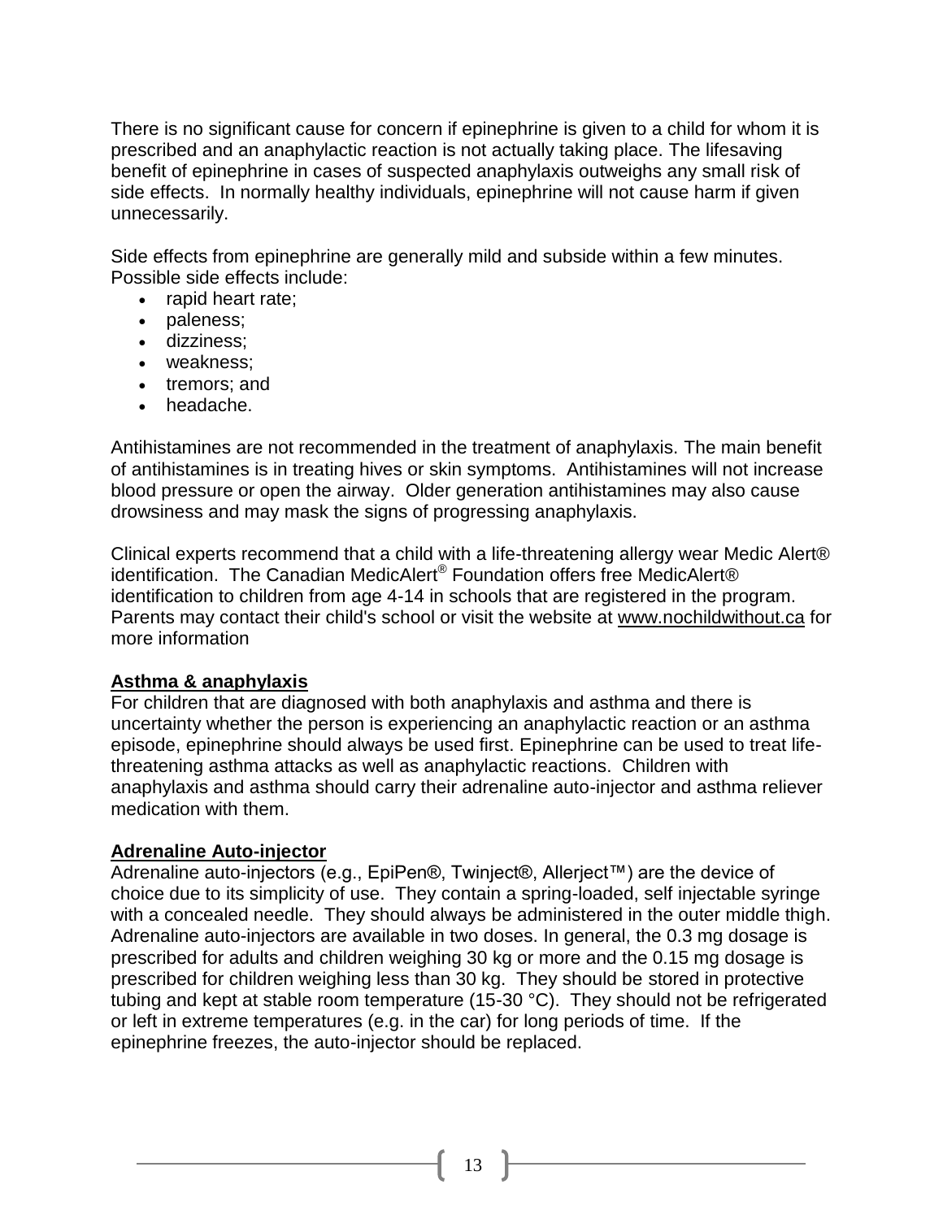There is no significant cause for concern if epinephrine is given to a child for whom it is prescribed and an anaphylactic reaction is not actually taking place. The lifesaving benefit of epinephrine in cases of suspected anaphylaxis outweighs any small risk of side effects. In normally healthy individuals, epinephrine will not cause harm if given unnecessarily.

Side effects from epinephrine are generally mild and subside within a few minutes. Possible side effects include:

- rapid heart rate;
- paleness;
- dizziness;
- weakness;
- tremors; and
- headache.

Antihistamines are not recommended in the treatment of anaphylaxis. The main benefit of antihistamines is in treating hives or skin symptoms. Antihistamines will not increase blood pressure or open the airway. Older generation antihistamines may also cause drowsiness and may mask the signs of progressing anaphylaxis.

Clinical experts recommend that a child with a life-threatening allergy wear Medic Alert® identification. The Canadian MedicAlert® Foundation offers free MedicAlert® identification to children from age 4-14 in schools that are registered in the program. Parents may contact their child's school or visit the website at www.nochildwithout.ca for more information

**Asthma & anaphylaxis**

For children that are diagnosed with both anaphylaxis and asthma and there is uncertainty whether the person is experiencing an anaphylactic reaction or an asthma episode, epinephrine should always be used first. Epinephrine can be used to treat life-threatening asthma attacks as well as anaphylactic reactions. Children with anaphylaxis and asthma should carry their adrenaline auto-injector and asthma reliever medication with them.

**Adrenaline Auto-injector**

Adrenaline auto-injectors (e.g., EpiPen®, Twinject®, Allerject™) are the device of choice due to its simplicity of use. They contain a spring-loaded, self injectable syringe with a concealed needle. They should always be administered in the outer middle thigh. Adrenaline auto-injectors are available in two doses. In general, the 0.3 mg dosage is prescribed for adults and children weighing 30 kg or more and the 0.15 mg dosage is prescribed for children weighing less than 30 kg. They should be stored in protective tubing and kept at stable room temperature (15-30 °C). They should not be refrigerated or left in extreme temperatures (e.g. in the car) for long periods of time. If the epinephrine freezes, the auto-injector should be replaced.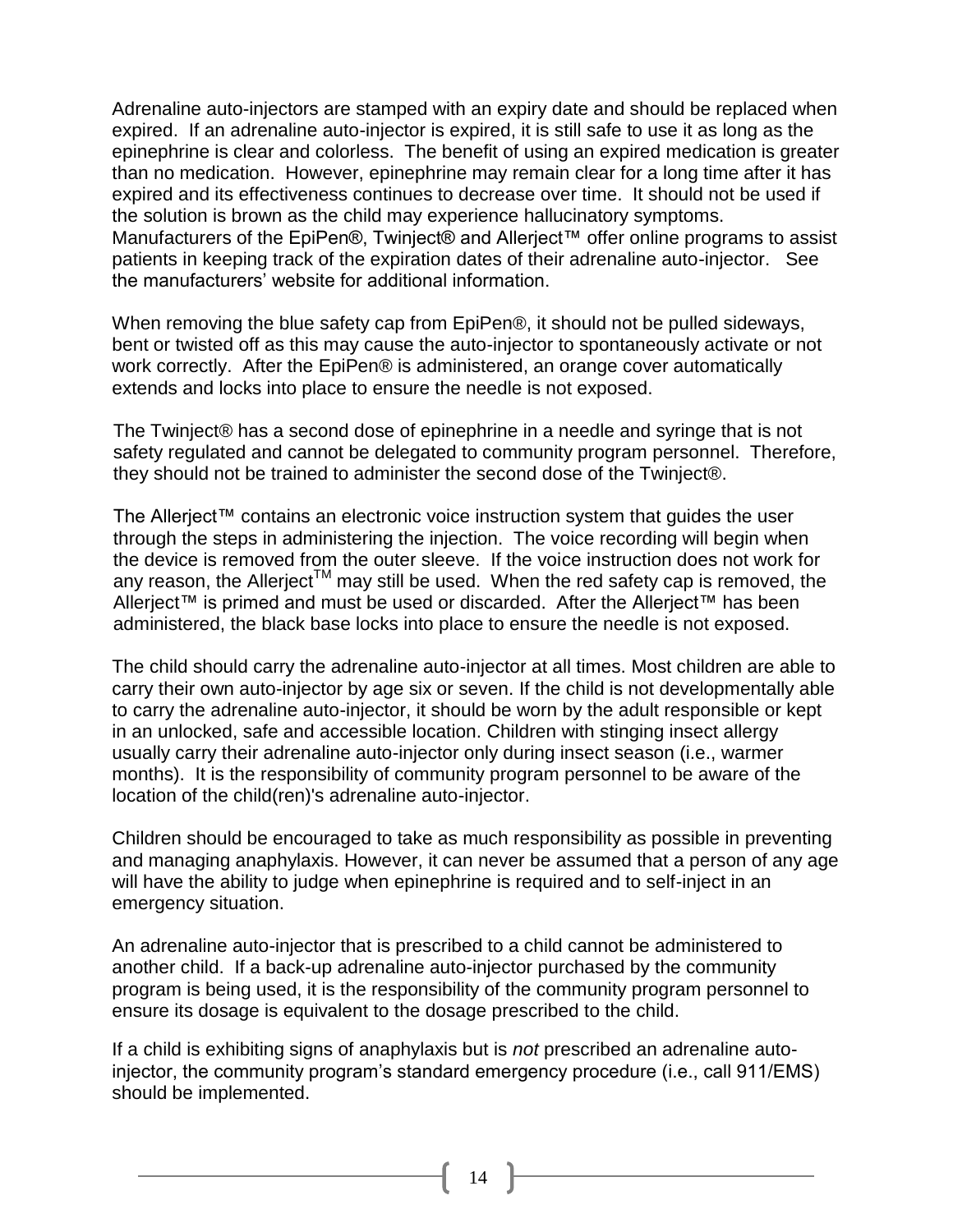Adrenaline auto-injectors are stamped with an expiry date and should be replaced when expired. If an adrenaline auto-injector is expired, it is still safe to use it as long as the epinephrine is clear and colorless. The benefit of using an expired medication is greater than no medication. However, epinephrine may remain clear for a long time after it has expired and its effectiveness continues to decrease over time. It should not be used if the solution is brown as the child may experience hallucinatory symptoms. Manufacturers of the EpiPen®, Twinject® and Allerject™ offer online programs to assist patients in keeping track of the expiration dates of their adrenaline auto-injector. See the manufacturers' website for additional information.

When removing the blue safety cap from EpiPen®, it should not be pulled sideways, bent or twisted off as this may cause the auto-injector to spontaneously activate or not work correctly. After the EpiPen® is administered, an orange cover automatically extends and locks into place to ensure the needle is not exposed.

The Twinject® has a second dose of epinephrine in a needle and syringe that is not safety regulated and cannot be delegated to community program personnel. Therefore, they should not be trained to administer the second dose of the Twinject®.

The Allerject™ contains an electronic voice instruction system that guides the user through the steps in administering the injection. The voice recording will begin when the device is removed from the outer sleeve. If the voice instruction does not work for any reason, the Allerject™ may still be used. When the red safety cap is removed, the Allerject™ is primed and must be used or discarded. After the Allerject™ has been administered, the black base locks into place to ensure the needle is not exposed.

The child should carry the adrenaline auto-injector at all times. Most children are able to carry their own auto-injector by age six or seven. If the child is not developmentally able to carry the adrenaline auto-injector, it should be worn by the adult responsible or kept in an unlocked, safe and accessible location. Children with stinging insect allergy usually carry their adrenaline auto-injector only during insect season (i.e., warmer months). It is the responsibility of community program personnel to be aware of the location of the child(ren)'s adrenaline auto-injector.

Children should be encouraged to take as much responsibility as possible in preventing and managing anaphylaxis. However, it can never be assumed that a person of any age will have the ability to judge when epinephrine is required and to self-inject in an emergency situation.

An adrenaline auto-injector that is prescribed to a child cannot be administered to another child. If a back-up adrenaline auto-injector purchased by the community program is being used, it is the responsibility of the community program personnel to ensure its dosage is equivalent to the dosage prescribed to the child.

If a child is exhibiting signs of anaphylaxis but is *not* prescribed an adrenaline auto-injector, the community program's standard emergency procedure (i.e., call 911/EMS) should be implemented.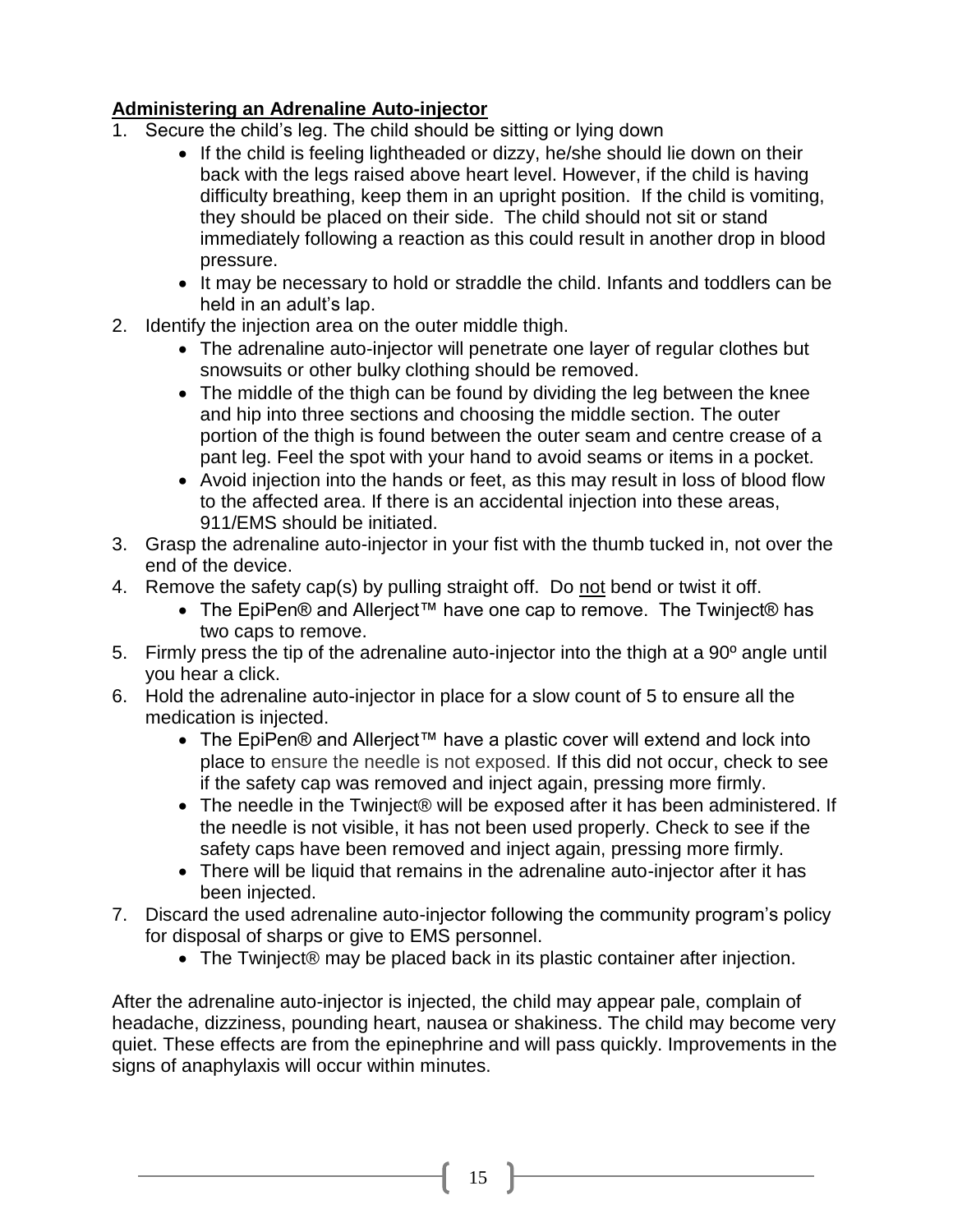**<u>Administering an Adrenaline Auto-injector</u>**

1. Secure the child's leg. The child should be sitting or lying down
   - If the child is feeling lightheaded or dizzy, he/she should lie down on their back with the legs raised above heart level. However, if the child is having difficulty breathing, keep them in an upright position. If the child is vomiting, they should be placed on their side. The child should not sit or stand immediately following a reaction as this could result in another drop in blood pressure.
   - It may be necessary to hold or straddle the child. Infants and toddlers can be held in an adult's lap.
2. Identify the injection area on the outer middle thigh.
   - The adrenaline auto-injector will penetrate one layer of regular clothes but snowsuits or other bulky clothing should be removed.
   - The middle of the thigh can be found by dividing the leg between the knee and hip into three sections and choosing the middle section. The outer portion of the thigh is found between the outer seam and centre crease of a pant leg. Feel the spot with your hand to avoid seams or items in a pocket.
   - Avoid injection into the hands or feet, as this may result in loss of blood flow to the affected area. If there is an accidental injection into these areas, 911/EMS should be initiated.
3. Grasp the adrenaline auto-injector in your fist with the thumb tucked in, not over the end of the device.
4. Remove the safety cap(s) by pulling straight off. Do <u>not</u> bend or twist it off.
   - The EpiPen® and Allerject™ have one cap to remove. The Twinject® has two caps to remove.
5. Firmly press the tip of the adrenaline auto-injector into the thigh at a 90º angle until you hear a click.
6. Hold the adrenaline auto-injector in place for a slow count of 5 to ensure all the medication is injected.
   - The EpiPen® and Allerject™ have a plastic cover will extend and lock into place to ensure the needle is not exposed. If this did not occur, check to see if the safety cap was removed and inject again, pressing more firmly.
   - The needle in the Twinject® will be exposed after it has been administered. If the needle is not visible, it has not been used properly. Check to see if the safety caps have been removed and inject again, pressing more firmly.
   - There will be liquid that remains in the adrenaline auto-injector after it has been injected.
7. Discard the used adrenaline auto-injector following the community program's policy for disposal of sharps or give to EMS personnel.
   - The Twinject® may be placed back in its plastic container after injection.

After the adrenaline auto-injector is injected, the child may appear pale, complain of headache, dizziness, pounding heart, nausea or shakiness. The child may become very quiet. These effects are from the epinephrine and will pass quickly. Improvements in the signs of anaphylaxis will occur within minutes.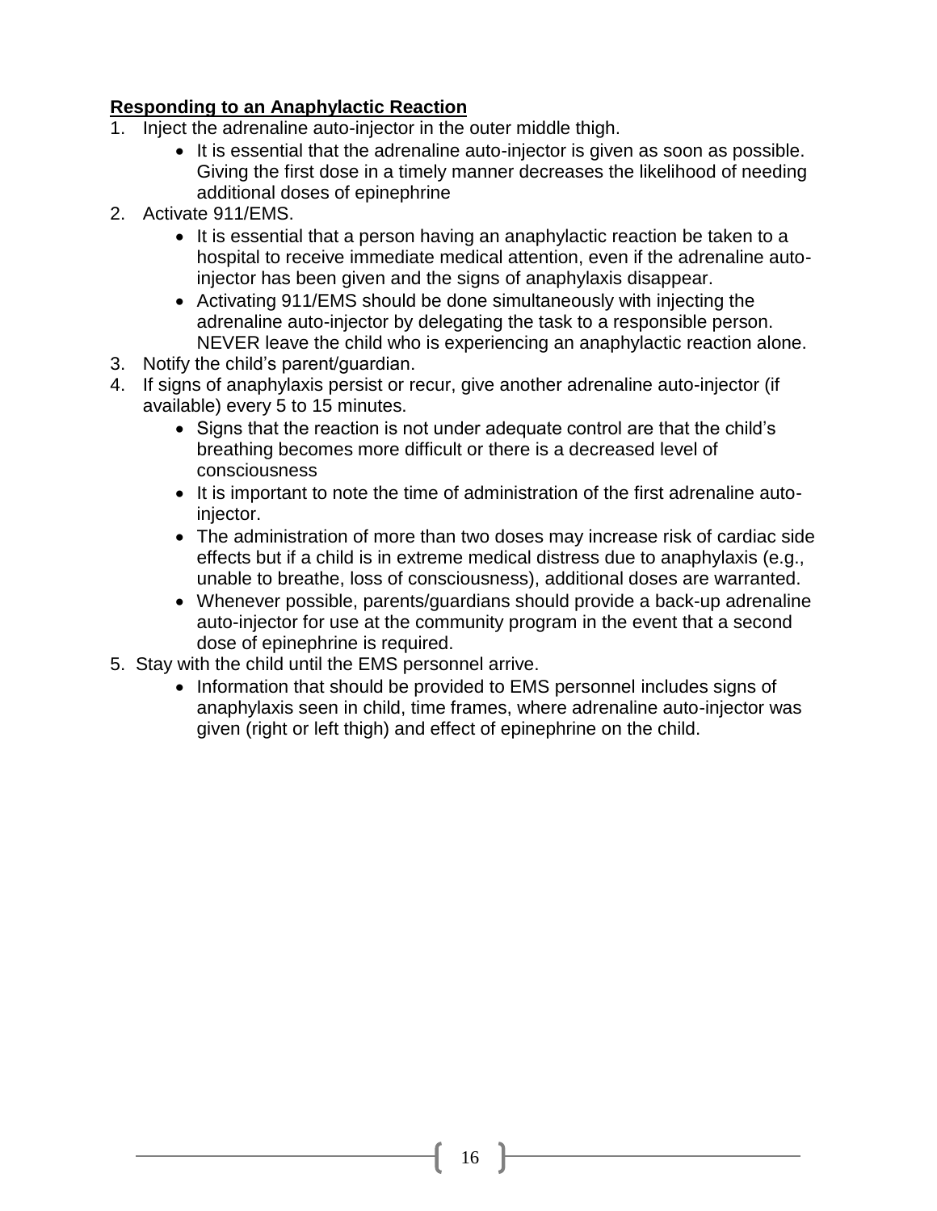**<u>Responding to an Anaphylactic Reaction</u>**

1. Inject the adrenaline auto-injector in the outer middle thigh.
   - It is essential that the adrenaline auto-injector is given as soon as possible. Giving the first dose in a timely manner decreases the likelihood of needing additional doses of epinephrine
2. Activate 911/EMS.
   - It is essential that a person having an anaphylactic reaction be taken to a hospital to receive immediate medical attention, even if the adrenaline auto-injector has been given and the signs of anaphylaxis disappear.
   - Activating 911/EMS should be done simultaneously with injecting the adrenaline auto-injector by delegating the task to a responsible person. NEVER leave the child who is experiencing an anaphylactic reaction alone.
3. Notify the child's parent/guardian.
4. If signs of anaphylaxis persist or recur, give another adrenaline auto-injector (if available) every 5 to 15 minutes.
   - Signs that the reaction is not under adequate control are that the child's breathing becomes more difficult or there is a decreased level of consciousness
   - It is important to note the time of administration of the first adrenaline auto-injector.
   - The administration of more than two doses may increase risk of cardiac side effects but if a child is in extreme medical distress due to anaphylaxis (e.g., unable to breathe, loss of consciousness), additional doses are warranted.
   - Whenever possible, parents/guardians should provide a back-up adrenaline auto-injector for use at the community program in the event that a second dose of epinephrine is required.
5. Stay with the child until the EMS personnel arrive.
   - Information that should be provided to EMS personnel includes signs of anaphylaxis seen in child, time frames, where adrenaline auto-injector was given (right or left thigh) and effect of epinephrine on the child.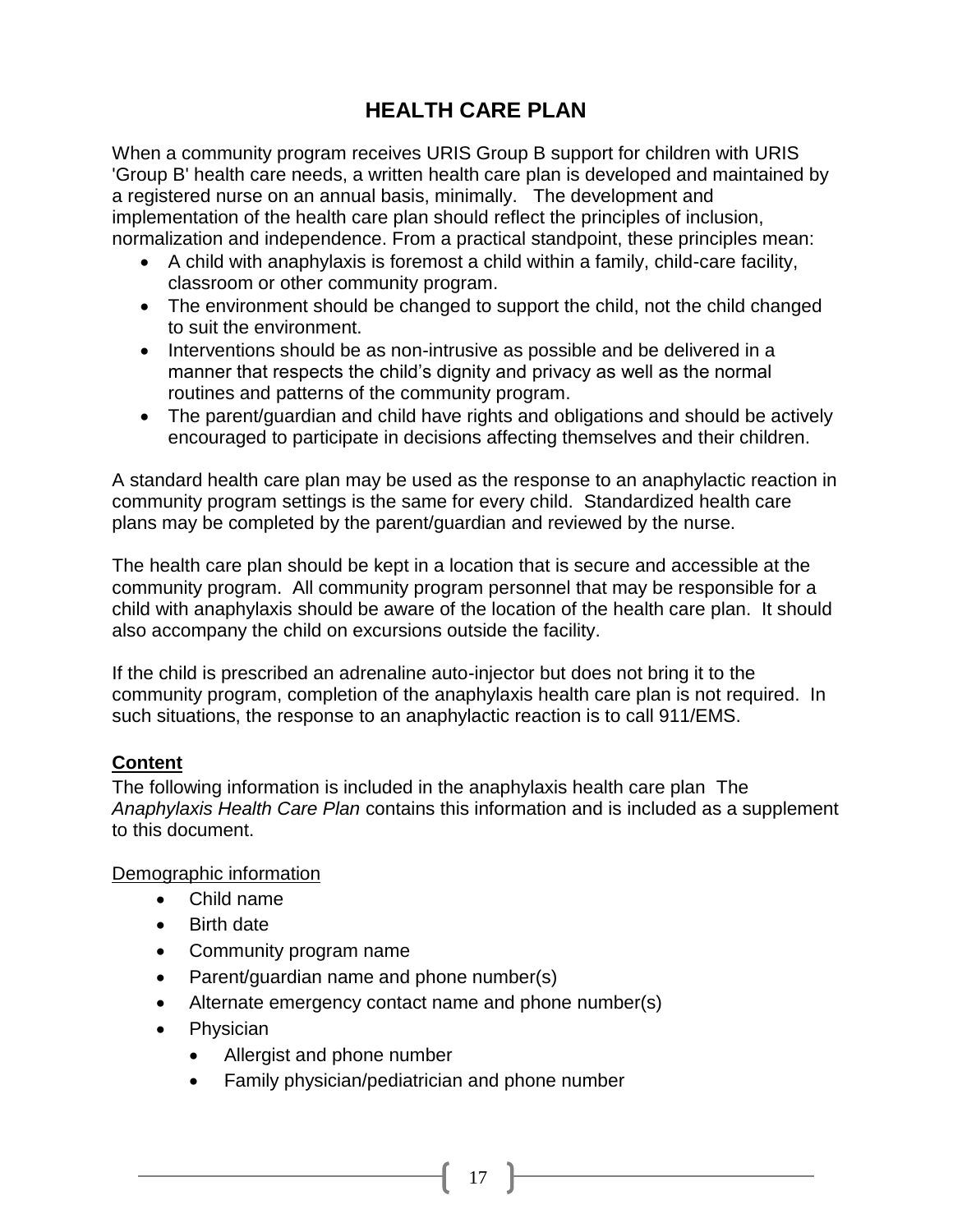# HEALTH CARE PLAN

When a community program receives URIS Group B support for children with URIS 'Group B' health care needs, a written health care plan is developed and maintained by a registered nurse on an annual basis, minimally. The development and implementation of the health care plan should reflect the principles of inclusion, normalization and independence. From a practical standpoint, these principles mean:

- A child with anaphylaxis is foremost a child within a family, child-care facility, classroom or other community program.
- The environment should be changed to support the child, not the child changed to suit the environment.
- Interventions should be as non-intrusive as possible and be delivered in a manner that respects the child's dignity and privacy as well as the normal routines and patterns of the community program.
- The parent/guardian and child have rights and obligations and should be actively encouraged to participate in decisions affecting themselves and their children.

A standard health care plan may be used as the response to an anaphylactic reaction in community program settings is the same for every child. Standardized health care plans may be completed by the parent/guardian and reviewed by the nurse.

The health care plan should be kept in a location that is secure and accessible at the community program. All community program personnel that may be responsible for a child with anaphylaxis should be aware of the location of the health care plan. It should also accompany the child on excursions outside the facility.

If the child is prescribed an adrenaline auto-injector but does not bring it to the community program, completion of the anaphylaxis health care plan is not required. In such situations, the response to an anaphylactic reaction is to call 911/EMS.

## Content

The following information is included in the anaphylaxis health care plan The *Anaphylaxis Health Care Plan* contains this information and is included as a supplement to this document.

Demographic information

- Child name
- Birth date
- Community program name
- Parent/guardian name and phone number(s)
- Alternate emergency contact name and phone number(s)
- Physician
    - Allergist and phone number
    - Family physician/pediatrician and phone number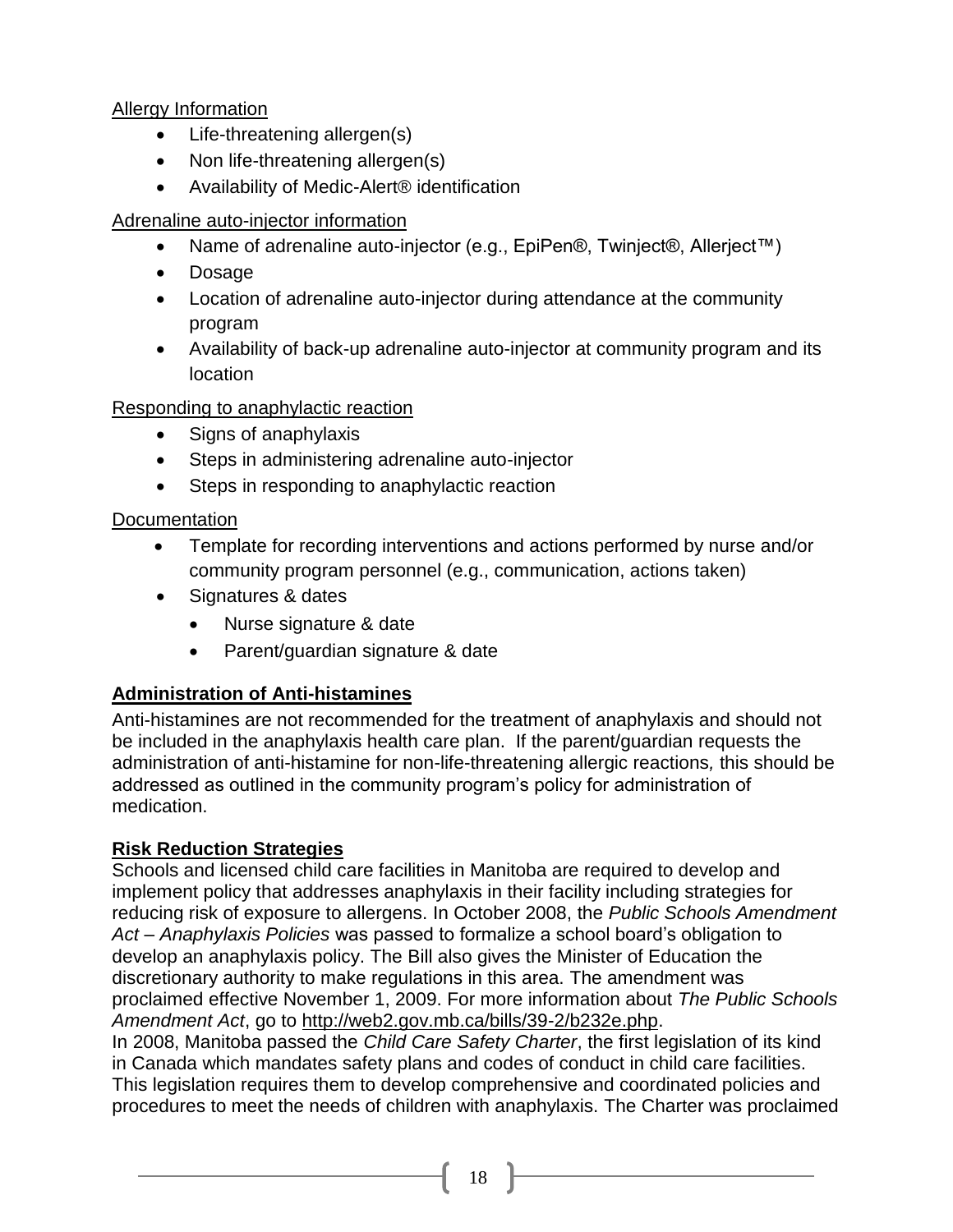Allergy Information

- Life-threatening allergen(s)
- Non life-threatening allergen(s)
- Availability of Medic-Alert® identification

Adrenaline auto-injector information

- Name of adrenaline auto-injector (e.g., EpiPen®, Twinject®, Allerject™)
- Dosage
- Location of adrenaline auto-injector during attendance at the community program
- Availability of back-up adrenaline auto-injector at community program and its location

Responding to anaphylactic reaction

- Signs of anaphylaxis
- Steps in administering adrenaline auto-injector
- Steps in responding to anaphylactic reaction

Documentation

- Template for recording interventions and actions performed by nurse and/or community program personnel (e.g., communication, actions taken)
- Signatures & dates
    - Nurse signature & date
    - Parent/guardian signature & date

**Administration of Anti-histamines**

Anti-histamines are not recommended for the treatment of anaphylaxis and should not be included in the anaphylaxis health care plan. If the parent/guardian requests the administration of anti-histamine for non-life-threatening allergic reactions, this should be addressed as outlined in the community program's policy for administration of medication.

**Risk Reduction Strategies**

Schools and licensed child care facilities in Manitoba are required to develop and implement policy that addresses anaphylaxis in their facility including strategies for reducing risk of exposure to allergens. In October 2008, the *Public Schools Amendment Act – Anaphylaxis Policies* was passed to formalize a school board's obligation to develop an anaphylaxis policy. The Bill also gives the Minister of Education the discretionary authority to make regulations in this area. The amendment was proclaimed effective November 1, 2009. For more information about *The Public Schools Amendment Act*, go to http://web2.gov.mb.ca/bills/39-2/b232e.php.

In 2008, Manitoba passed the *Child Care Safety Charter*, the first legislation of its kind in Canada which mandates safety plans and codes of conduct in child care facilities. This legislation requires them to develop comprehensive and coordinated policies and procedures to meet the needs of children with anaphylaxis. The Charter was proclaimed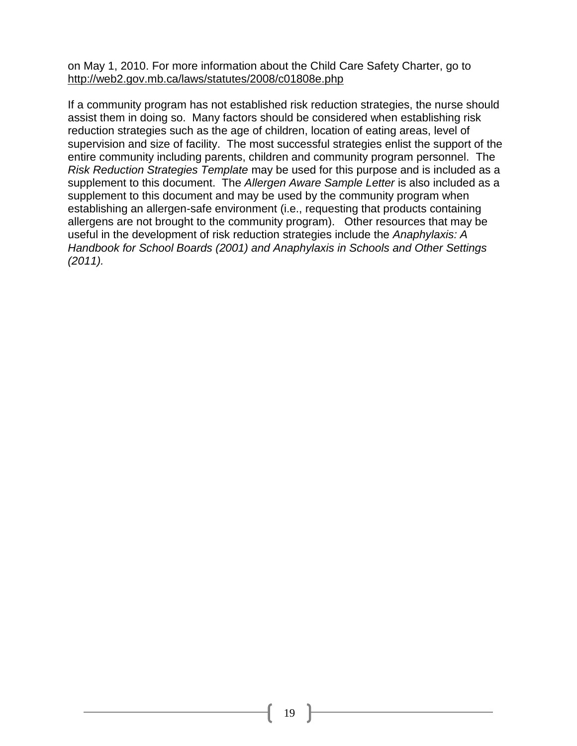on May 1, 2010. For more information about the Child Care Safety Charter, go to http://web2.gov.mb.ca/laws/statutes/2008/c01808e.php

If a community program has not established risk reduction strategies, the nurse should assist them in doing so. Many factors should be considered when establishing risk reduction strategies such as the age of children, location of eating areas, level of supervision and size of facility. The most successful strategies enlist the support of the entire community including parents, children and community program personnel. The *Risk Reduction Strategies Template* may be used for this purpose and is included as a supplement to this document. The *Allergen Aware Sample Letter* is also included as a supplement to this document and may be used by the community program when establishing an allergen-safe environment (i.e., requesting that products containing allergens are not brought to the community program). Other resources that may be useful in the development of risk reduction strategies include the *Anaphylaxis: A Handbook for School Boards (2001) and Anaphylaxis in Schools and Other Settings (2011).*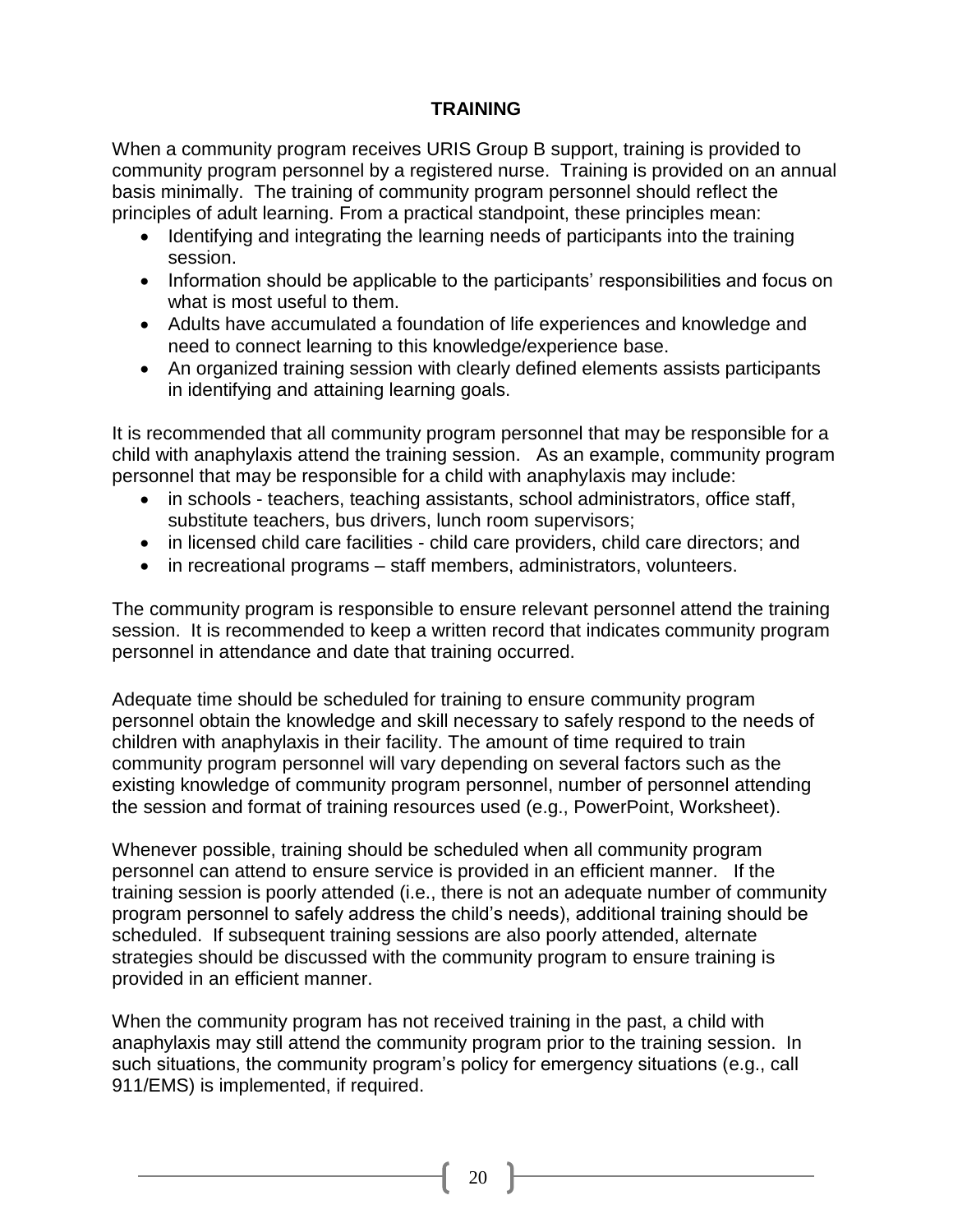# TRAINING

When a community program receives URIS Group B support, training is provided to community program personnel by a registered nurse. Training is provided on an annual basis minimally. The training of community program personnel should reflect the principles of adult learning. From a practical standpoint, these principles mean:

- Identifying and integrating the learning needs of participants into the training session.
- Information should be applicable to the participants' responsibilities and focus on what is most useful to them.
- Adults have accumulated a foundation of life experiences and knowledge and need to connect learning to this knowledge/experience base.
- An organized training session with clearly defined elements assists participants in identifying and attaining learning goals.

It is recommended that all community program personnel that may be responsible for a child with anaphylaxis attend the training session. As an example, community program personnel that may be responsible for a child with anaphylaxis may include:

- in schools - teachers, teaching assistants, school administrators, office staff, substitute teachers, bus drivers, lunch room supervisors;
- in licensed child care facilities - child care providers, child care directors; and
- in recreational programs – staff members, administrators, volunteers.

The community program is responsible to ensure relevant personnel attend the training session. It is recommended to keep a written record that indicates community program personnel in attendance and date that training occurred.

Adequate time should be scheduled for training to ensure community program personnel obtain the knowledge and skill necessary to safely respond to the needs of children with anaphylaxis in their facility. The amount of time required to train community program personnel will vary depending on several factors such as the existing knowledge of community program personnel, number of personnel attending the session and format of training resources used (e.g., PowerPoint, Worksheet).

Whenever possible, training should be scheduled when all community program personnel can attend to ensure service is provided in an efficient manner. If the training session is poorly attended (i.e., there is not an adequate number of community program personnel to safely address the child's needs), additional training should be scheduled. If subsequent training sessions are also poorly attended, alternate strategies should be discussed with the community program to ensure training is provided in an efficient manner.

When the community program has not received training in the past, a child with anaphylaxis may still attend the community program prior to the training session. In such situations, the community program's policy for emergency situations (e.g., call 911/EMS) is implemented, if required.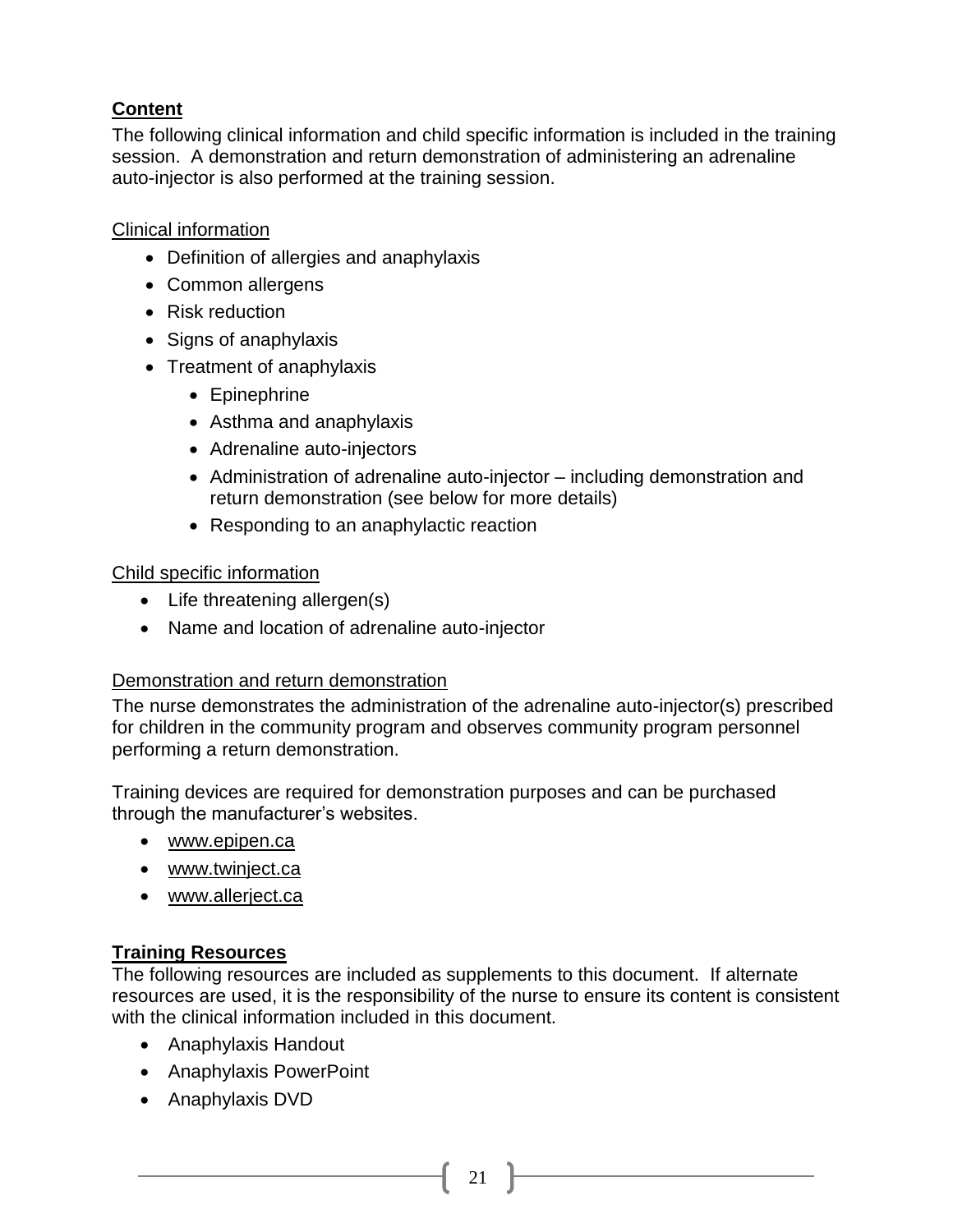## **Content**

The following clinical information and child specific information is included in the training session. A demonstration and return demonstration of administering an adrenaline auto-injector is also performed at the training session.

Clinical information

- Definition of allergies and anaphylaxis
- Common allergens
- Risk reduction
- Signs of anaphylaxis
- Treatment of anaphylaxis
  - Epinephrine
  - Asthma and anaphylaxis
  - Adrenaline auto-injectors
  - Administration of adrenaline auto-injector – including demonstration and return demonstration (see below for more details)
  - Responding to an anaphylactic reaction

Child specific information

- Life threatening allergen(s)
- Name and location of adrenaline auto-injector

Demonstration and return demonstration

The nurse demonstrates the administration of the adrenaline auto-injector(s) prescribed for children in the community program and observes community program personnel performing a return demonstration.

Training devices are required for demonstration purposes and can be purchased through the manufacturer's websites.

- www.epipen.ca
- www.twinject.ca
- www.allerject.ca

## **Training Resources**

The following resources are included as supplements to this document. If alternate resources are used, it is the responsibility of the nurse to ensure its content is consistent with the clinical information included in this document.

- Anaphylaxis Handout
- Anaphylaxis PowerPoint
- Anaphylaxis DVD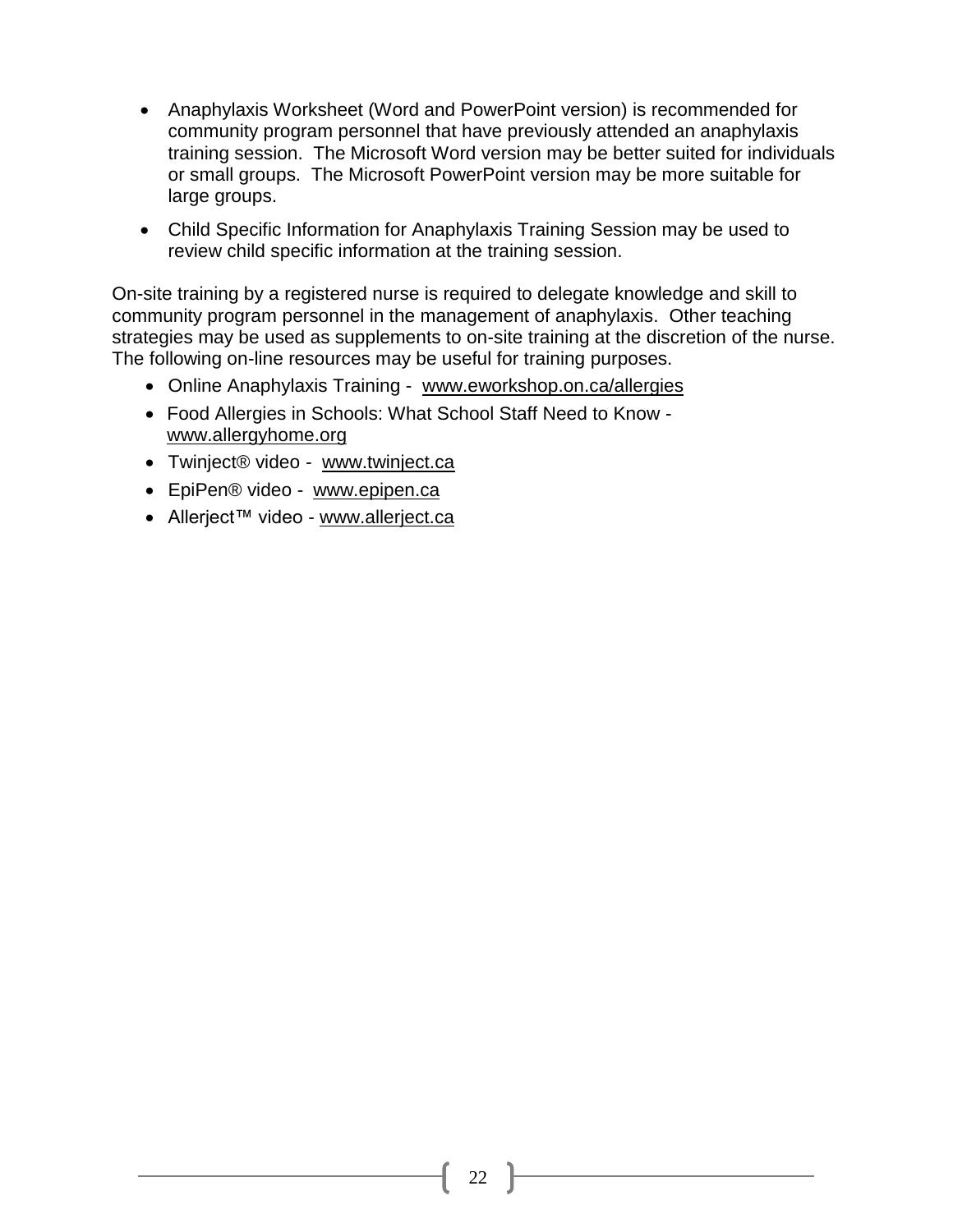- Anaphylaxis Worksheet (Word and PowerPoint version) is recommended for community program personnel that have previously attended an anaphylaxis training session. The Microsoft Word version may be better suited for individuals or small groups. The Microsoft PowerPoint version may be more suitable for large groups.
- Child Specific Information for Anaphylaxis Training Session may be used to review child specific information at the training session.

On-site training by a registered nurse is required to delegate knowledge and skill to community program personnel in the management of anaphylaxis. Other teaching strategies may be used as supplements to on-site training at the discretion of the nurse. The following on-line resources may be useful for training purposes.

- Online Anaphylaxis Training - www.eworkshop.on.ca/allergies
- Food Allergies in Schools: What School Staff Need to Know - www.allergyhome.org
- Twinject® video - www.twinject.ca
- EpiPen® video - www.epipen.ca
- Allerject™ video - www.allerject.ca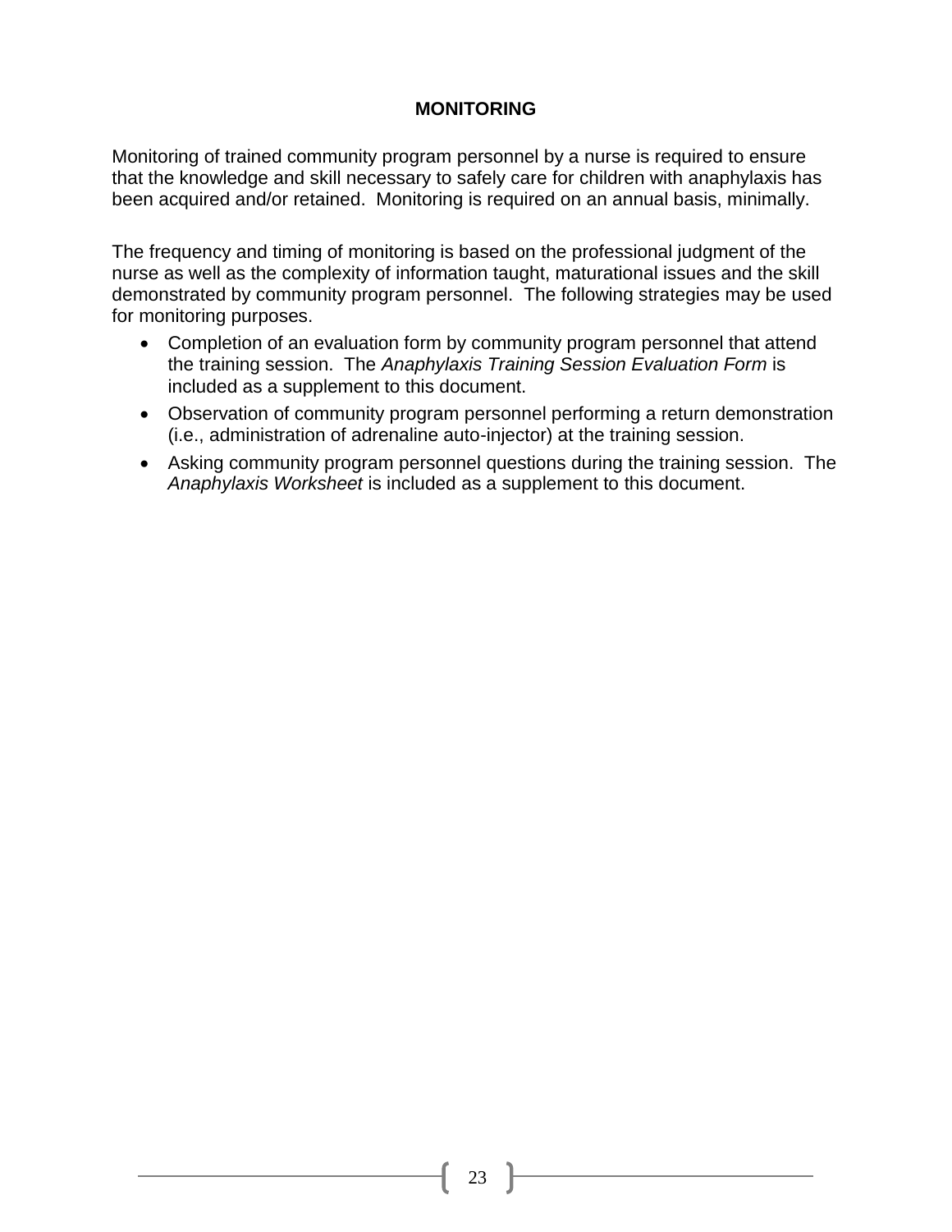# MONITORING

Monitoring of trained community program personnel by a nurse is required to ensure that the knowledge and skill necessary to safely care for children with anaphylaxis has been acquired and/or retained. Monitoring is required on an annual basis, minimally.

The frequency and timing of monitoring is based on the professional judgment of the nurse as well as the complexity of information taught, maturational issues and the skill demonstrated by community program personnel. The following strategies may be used for monitoring purposes.

- Completion of an evaluation form by community program personnel that attend the training session. The *Anaphylaxis Training Session Evaluation Form* is included as a supplement to this document.
- Observation of community program personnel performing a return demonstration (i.e., administration of adrenaline auto-injector) at the training session.
- Asking community program personnel questions during the training session. The *Anaphylaxis Worksheet* is included as a supplement to this document.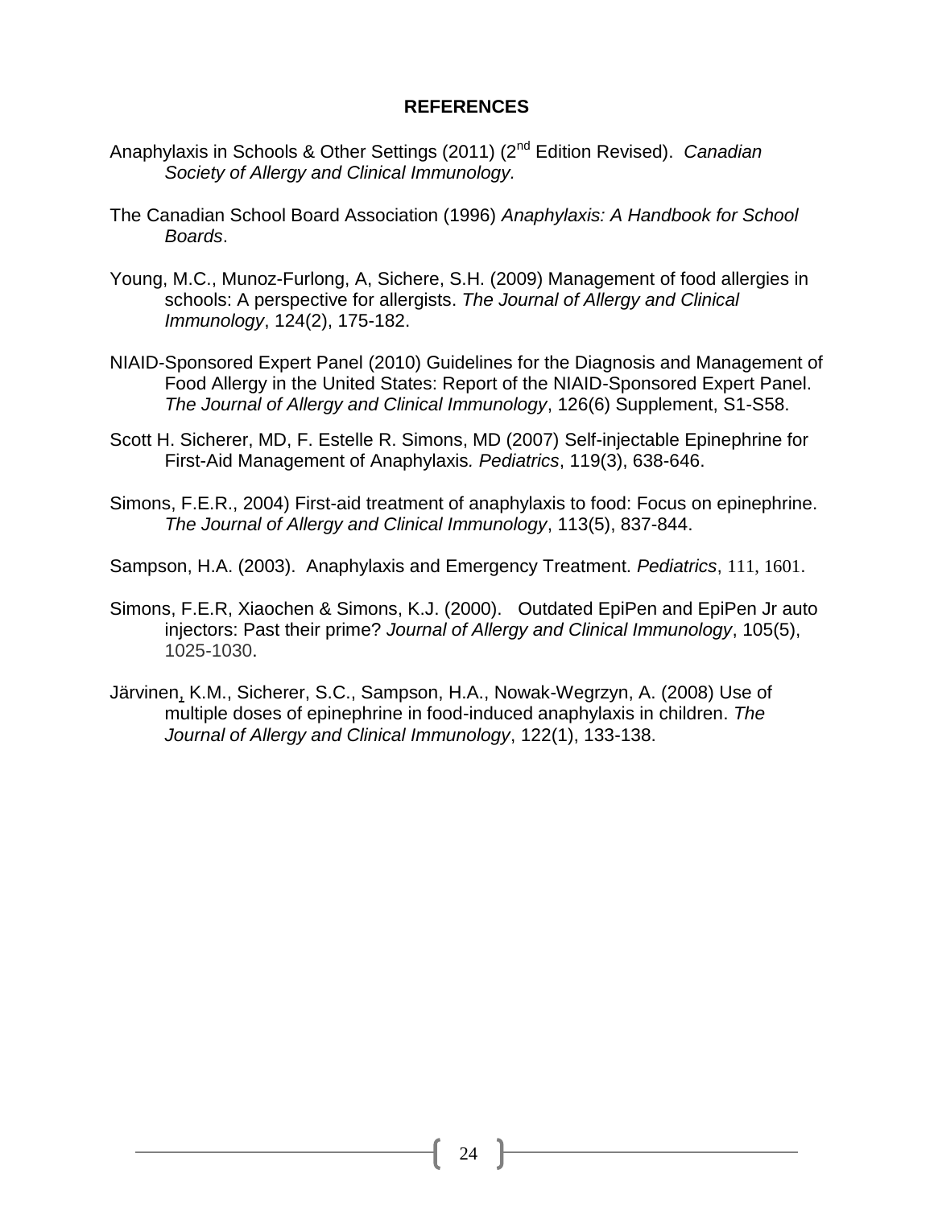# REFERENCES

Anaphylaxis in Schools & Other Settings (2011) (2nd Edition Revised). *Canadian Society of Allergy and Clinical Immunology.*

The Canadian School Board Association (1996) *Anaphylaxis: A Handbook for School Boards*.

Young, M.C., Munoz-Furlong, A, Sichere, S.H. (2009) Management of food allergies in schools: A perspective for allergists. *The Journal of Allergy and Clinical Immunology*, 124(2), 175-182.

NIAID-Sponsored Expert Panel (2010) Guidelines for the Diagnosis and Management of Food Allergy in the United States: Report of the NIAID-Sponsored Expert Panel. *The Journal of Allergy and Clinical Immunology*, 126(6) Supplement, S1-S58.

Scott H. Sicherer, MD, F. Estelle R. Simons, MD (2007) Self-injectable Epinephrine for First-Aid Management of Anaphylaxis. *Pediatrics*, 119(3), 638-646.

Simons, F.E.R., 2004) First-aid treatment of anaphylaxis to food: Focus on epinephrine. *The Journal of Allergy and Clinical Immunology*, 113(5), 837-844.

Sampson, H.A. (2003). Anaphylaxis and Emergency Treatment. *Pediatrics*, 111, 1601.

Simons, F.E.R, Xiaochen & Simons, K.J. (2000). Outdated EpiPen and EpiPen Jr auto injectors: Past their prime? *Journal of Allergy and Clinical Immunology*, 105(5), 1025-1030.

Järvinen, K.M., Sicherer, S.C., Sampson, H.A., Nowak-Wegrzyn, A. (2008) Use of multiple doses of epinephrine in food-induced anaphylaxis in children. *The Journal of Allergy and Clinical Immunology*, 122(1), 133-138.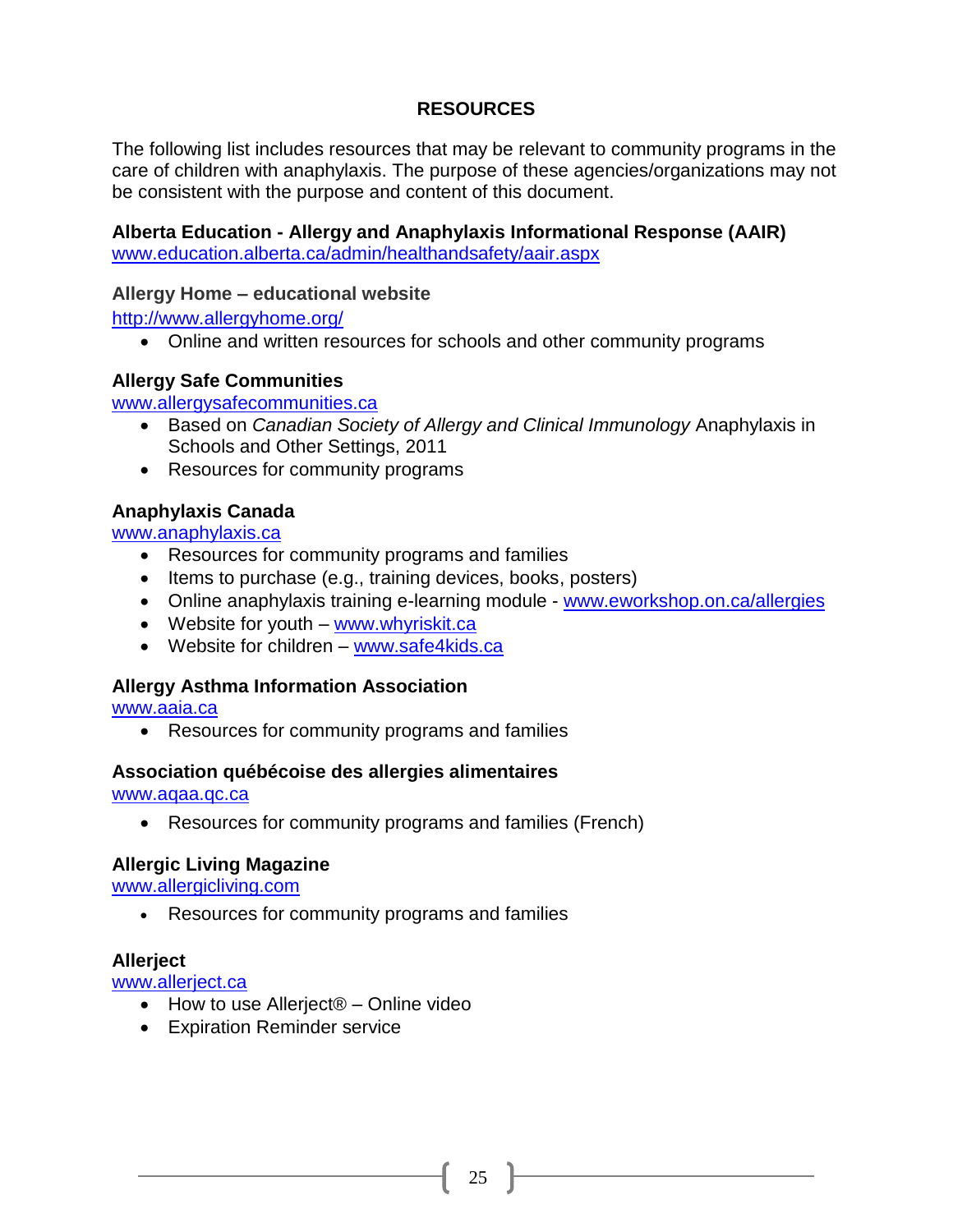# RESOURCES

The following list includes resources that may be relevant to community programs in the care of children with anaphylaxis. The purpose of these agencies/organizations may not be consistent with the purpose and content of this document.

**Alberta Education - Allergy and Anaphylaxis Informational Response (AAIR)**
www.education.alberta.ca/admin/healthandsafety/aair.aspx

**Allergy Home – educational website**
http://www.allergyhome.org/

- Online and written resources for schools and other community programs

**Allergy Safe Communities**
www.allergysafecommunities.ca

- Based on *Canadian Society of Allergy and Clinical Immunology* Anaphylaxis in Schools and Other Settings, 2011
- Resources for community programs

**Anaphylaxis Canada**
www.anaphylaxis.ca

- Resources for community programs and families
- Items to purchase (e.g., training devices, books, posters)
- Online anaphylaxis training e-learning module - www.eworkshop.on.ca/allergies
- Website for youth – www.whyriskit.ca
- Website for children – www.safe4kids.ca

**Allergy Asthma Information Association**
www.aaia.ca

- Resources for community programs and families

**Association québécoise des allergies alimentaires**
www.aqaa.qc.ca

- Resources for community programs and families (French)

**Allergic Living Magazine**
www.allergicliving.com

- Resources for community programs and families

**Allerject**
www.allerject.ca

- How to use Allerject® – Online video
- Expiration Reminder service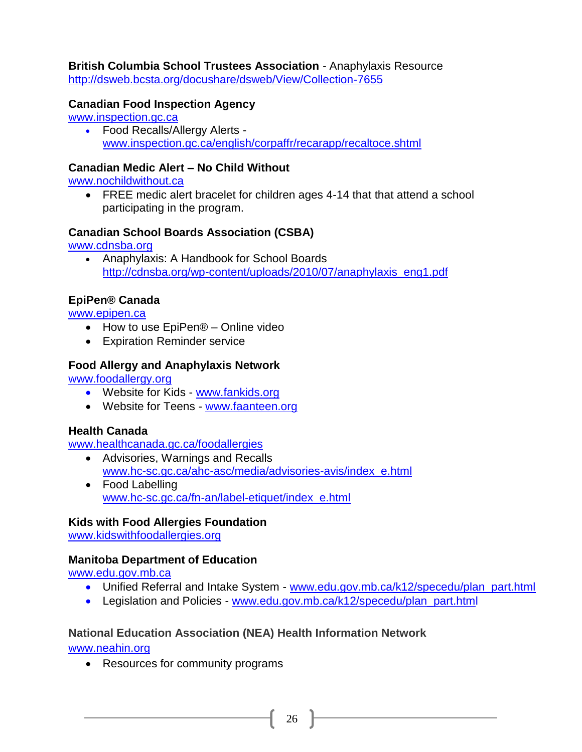**British Columbia School Trustees Association** - Anaphylaxis Resource
http://dsweb.bcsta.org/docushare/dsweb/View/Collection-7655

**Canadian Food Inspection Agency**
www.inspection.gc.ca

- Food Recalls/Allergy Alerts - www.inspection.gc.ca/english/corpaffr/recarapp/recaltoce.shtml

**Canadian Medic Alert – No Child Without**
www.nochildwithout.ca

- FREE medic alert bracelet for children ages 4-14 that that attend a school participating in the program.

**Canadian School Boards Association (CSBA)**
www.cdnsba.org

- Anaphylaxis: A Handbook for School Boards http://cdnsba.org/wp-content/uploads/2010/07/anaphylaxis_eng1.pdf

**EpiPen® Canada**
www.epipen.ca

- How to use EpiPen® – Online video
- Expiration Reminder service

**Food Allergy and Anaphylaxis Network**
www.foodallergy.org

- Website for Kids - www.fankids.org
- Website for Teens - www.faanteen.org

**Health Canada**
www.healthcanada.gc.ca/foodallergies

- Advisories, Warnings and Recalls www.hc-sc.gc.ca/ahc-asc/media/advisories-avis/index_e.html
- Food Labelling www.hc-sc.gc.ca/fn-an/label-etiquet/index_e.html

**Kids with Food Allergies Foundation**
www.kidswithfoodallergies.org

**Manitoba Department of Education**
www.edu.gov.mb.ca

- Unified Referral and Intake System - www.edu.gov.mb.ca/k12/specedu/plan_part.html
- Legislation and Policies - www.edu.gov.mb.ca/k12/specedu/plan_part.html

**National Education Association (NEA) Health Information Network**
www.neahin.org

- Resources for community programs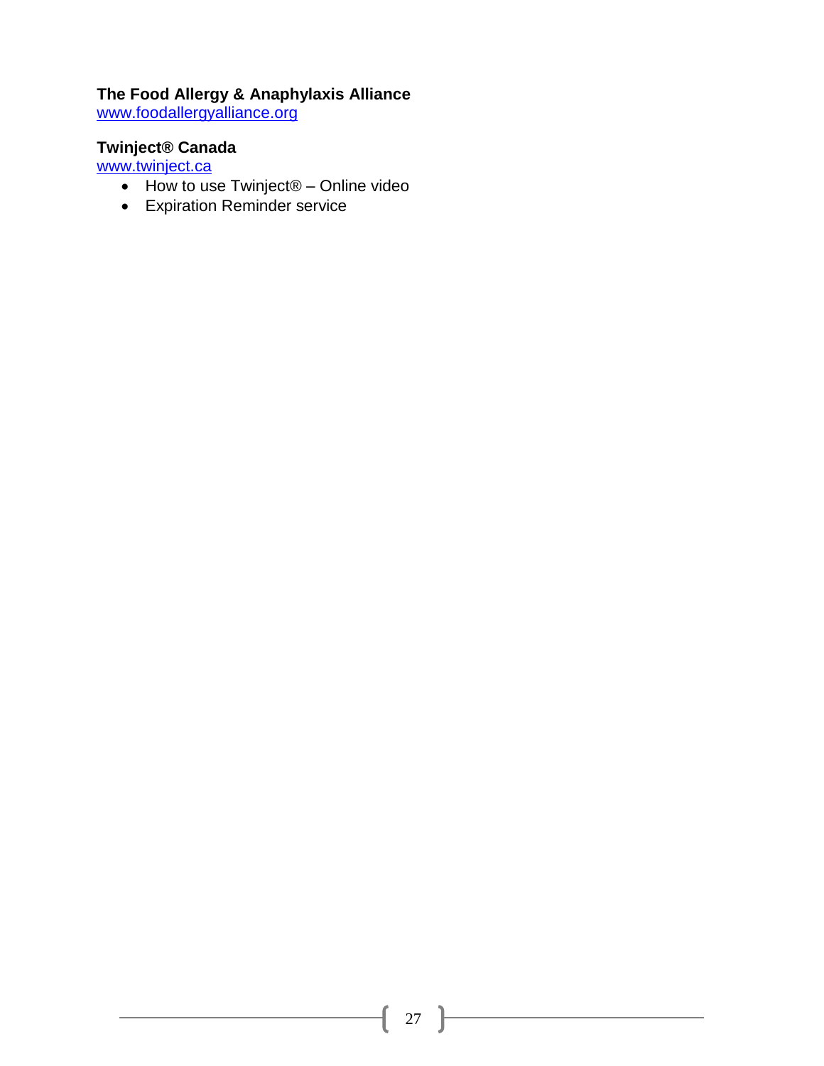**The Food Allergy & Anaphylaxis Alliance**
www.foodallergyalliance.org

**Twinject® Canada**
www.twinject.ca

- How to use Twinject® – Online video
- Expiration Reminder service